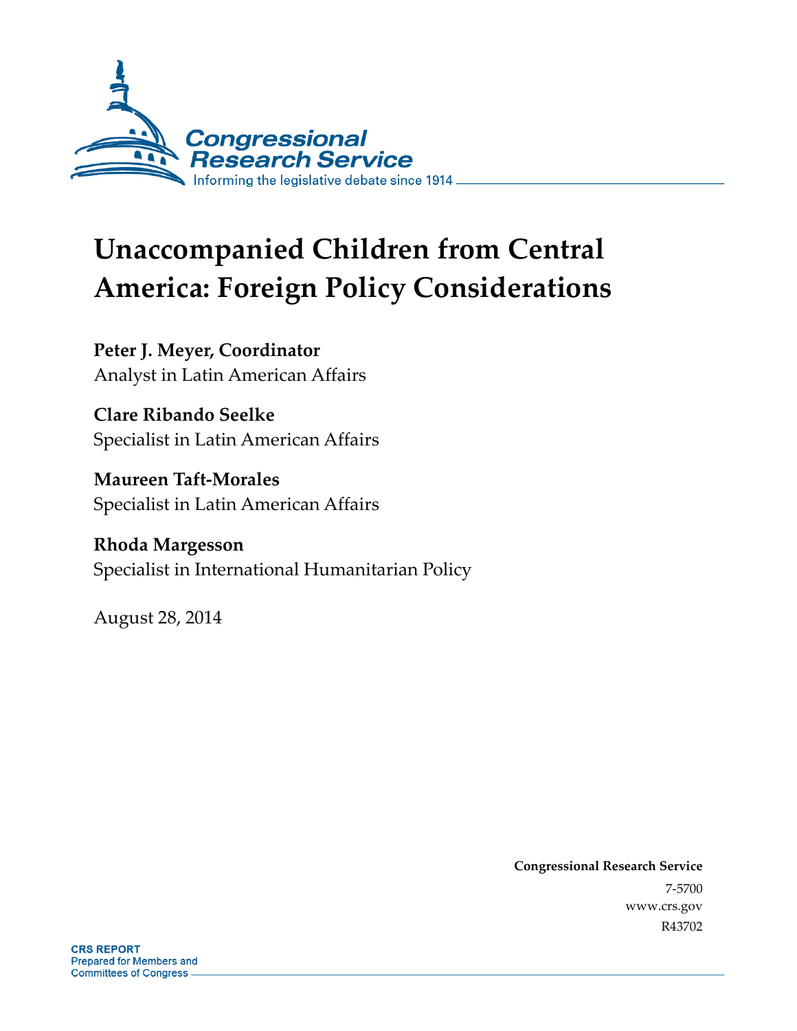Congressional Research Service

Informing the legislative debate since 1914

# Unaccompanied Children from Central America: Foreign Policy Considerations

**Peter J. Meyer, Coordinator**
Analyst in Latin American Affairs

**Clare Ribando Seelke**
Specialist in Latin American Affairs

**Maureen Taft-Morales**
Specialist in Latin American Affairs

**Rhoda Margesson**
Specialist in International Humanitarian Policy

August 28, 2014

**Congressional Research Service**
7-5700
www.crs.gov
R43702

**CRS REPORT**
Prepared for Members and Committees of Congress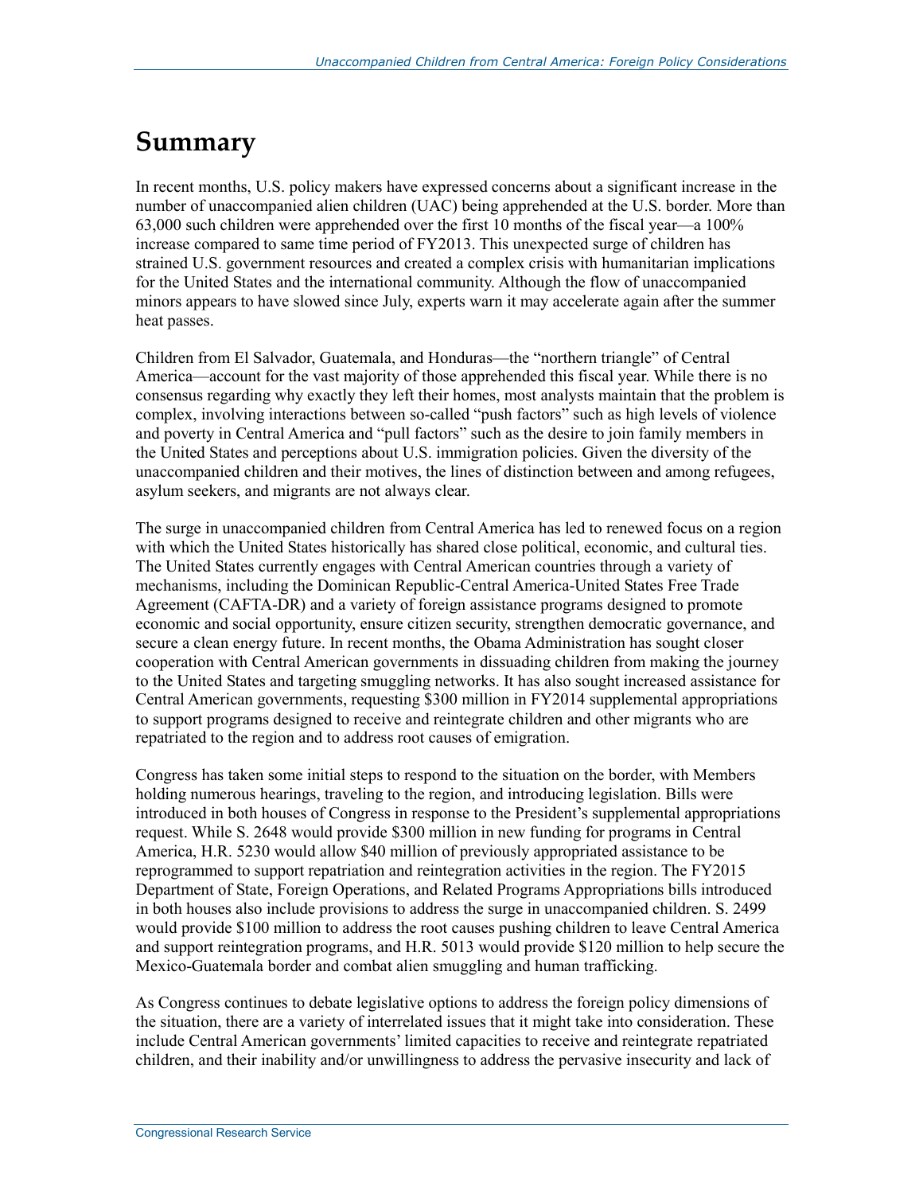# Summary

In recent months, U.S. policy makers have expressed concerns about a significant increase in the number of unaccompanied alien children (UAC) being apprehended at the U.S. border. More than 63,000 such children were apprehended over the first 10 months of the fiscal year—a 100% increase compared to same time period of FY2013. This unexpected surge of children has strained U.S. government resources and created a complex crisis with humanitarian implications for the United States and the international community. Although the flow of unaccompanied minors appears to have slowed since July, experts warn it may accelerate again after the summer heat passes.

Children from El Salvador, Guatemala, and Honduras—the "northern triangle" of Central America—account for the vast majority of those apprehended this fiscal year. While there is no consensus regarding why exactly they left their homes, most analysts maintain that the problem is complex, involving interactions between so-called "push factors" such as high levels of violence and poverty in Central America and "pull factors" such as the desire to join family members in the United States and perceptions about U.S. immigration policies. Given the diversity of the unaccompanied children and their motives, the lines of distinction between and among refugees, asylum seekers, and migrants are not always clear.

The surge in unaccompanied children from Central America has led to renewed focus on a region with which the United States historically has shared close political, economic, and cultural ties. The United States currently engages with Central American countries through a variety of mechanisms, including the Dominican Republic-Central America-United States Free Trade Agreement (CAFTA-DR) and a variety of foreign assistance programs designed to promote economic and social opportunity, ensure citizen security, strengthen democratic governance, and secure a clean energy future. In recent months, the Obama Administration has sought closer cooperation with Central American governments in dissuading children from making the journey to the United States and targeting smuggling networks. It has also sought increased assistance for Central American governments, requesting $300 million in FY2014 supplemental appropriations to support programs designed to receive and reintegrate children and other migrants who are repatriated to the region and to address root causes of emigration.

Congress has taken some initial steps to respond to the situation on the border, with Members holding numerous hearings, traveling to the region, and introducing legislation. Bills were introduced in both houses of Congress in response to the President's supplemental appropriations request. While S. 2648 would provide $300 million in new funding for programs in Central America, H.R. 5230 would allow $40 million of previously appropriated assistance to be reprogrammed to support repatriation and reintegration activities in the region. The FY2015 Department of State, Foreign Operations, and Related Programs Appropriations bills introduced in both houses also include provisions to address the surge in unaccompanied children. S. 2499 would provide $100 million to address the root causes pushing children to leave Central America and support reintegration programs, and H.R. 5013 would provide $120 million to help secure the Mexico-Guatemala border and combat alien smuggling and human trafficking.

As Congress continues to debate legislative options to address the foreign policy dimensions of the situation, there are a variety of interrelated issues that it might take into consideration. These include Central American governments' limited capacities to receive and reintegrate repatriated children, and their inability and/or unwillingness to address the pervasive insecurity and lack of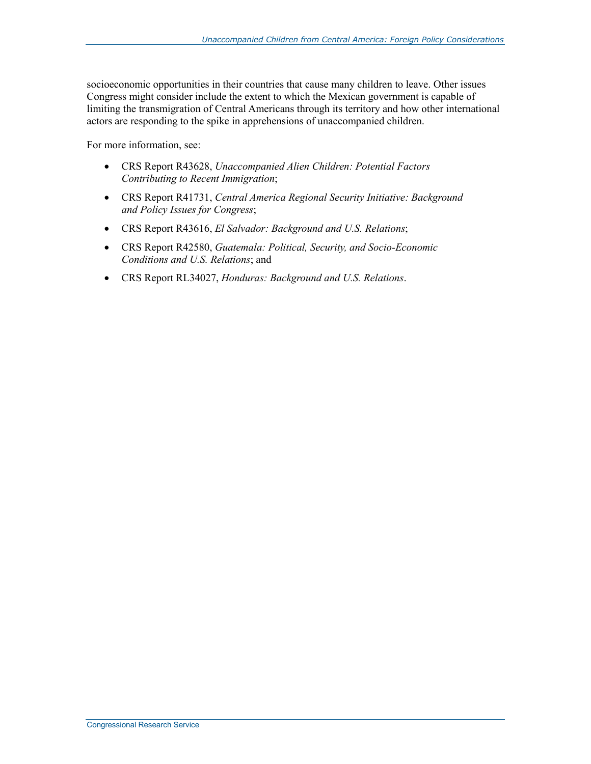socioeconomic opportunities in their countries that cause many children to leave. Other issues Congress might consider include the extent to which the Mexican government is capable of limiting the transmigration of Central Americans through its territory and how other international actors are responding to the spike in apprehensions of unaccompanied children.

For more information, see:

- CRS Report R43628, *Unaccompanied Alien Children: Potential Factors Contributing to Recent Immigration*;
- CRS Report R41731, *Central America Regional Security Initiative: Background and Policy Issues for Congress*;
- CRS Report R43616, *El Salvador: Background and U.S. Relations*;
- CRS Report R42580, *Guatemala: Political, Security, and Socio-Economic Conditions and U.S. Relations*; and
- CRS Report RL34027, *Honduras: Background and U.S. Relations*.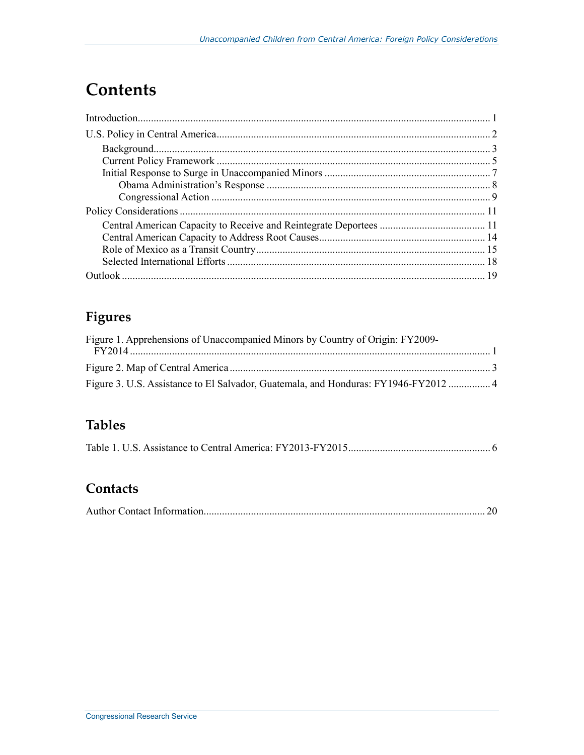# Contents

Introduction .......... 1

U.S. Policy in Central America .......... 2

- Background .......... 3
- Current Policy Framework .......... 5
- Initial Response to Surge in Unaccompanied Minors .......... 7
  - Obama Administration's Response .......... 8
  - Congressional Action .......... 9

Policy Considerations .......... 11

- Central American Capacity to Receive and Reintegrate Deportees .......... 11
- Central American Capacity to Address Root Causes .......... 14
- Role of Mexico as a Transit Country .......... 15
- Selected International Efforts .......... 18

Outlook .......... 19

## Figures

Figure 1. Apprehensions of Unaccompanied Minors by Country of Origin: FY2009-FY2014 .......... 1

Figure 2. Map of Central America .......... 3

Figure 3. U.S. Assistance to El Salvador, Guatemala, and Honduras: FY1946-FY2012 .......... 4

## Tables

Table 1. U.S. Assistance to Central America: FY2013-FY2015 .......... 6

## Contacts

Author Contact Information .......... 20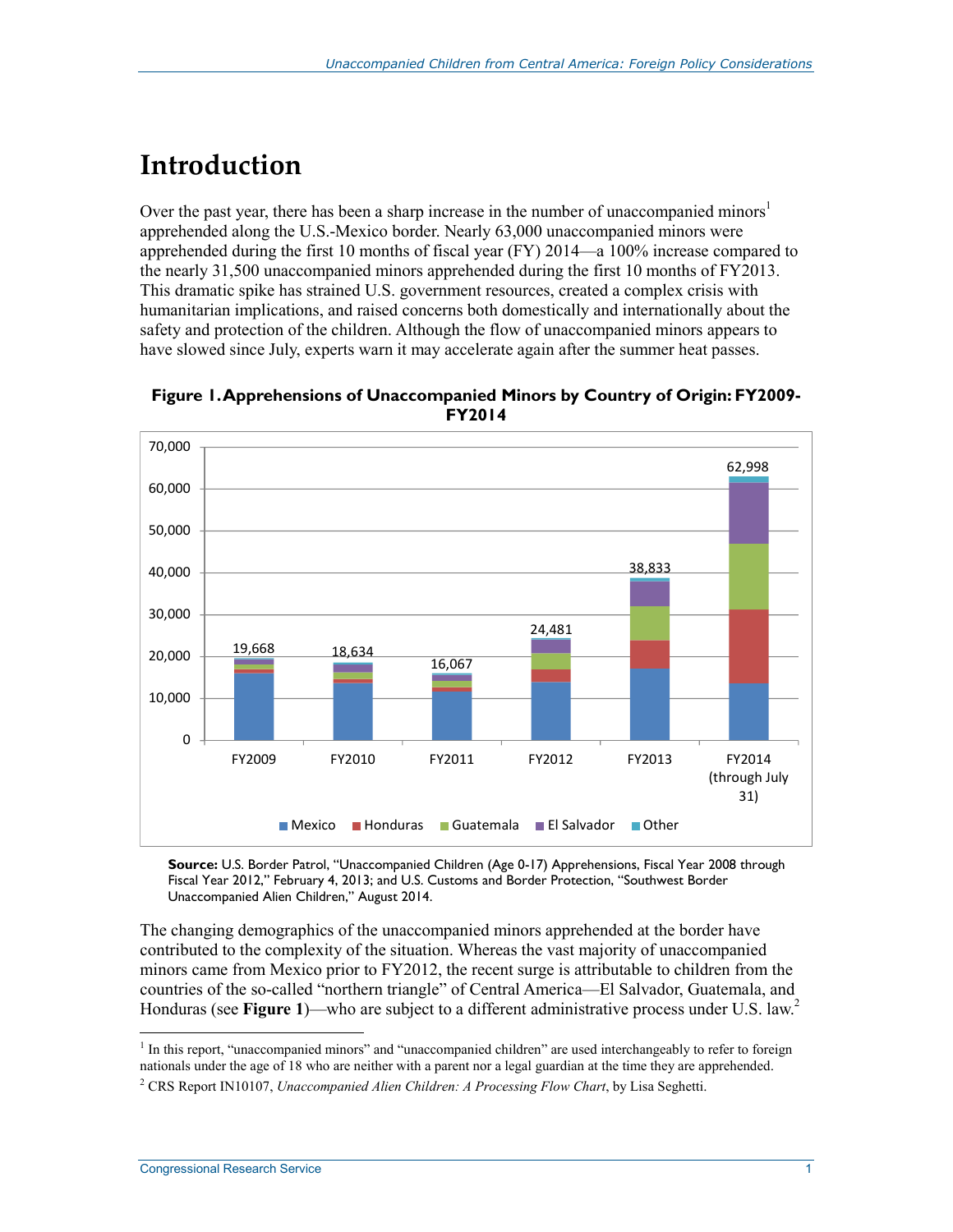# Introduction

Over the past year, there has been a sharp increase in the number of unaccompanied minors[1] apprehended along the U.S.-Mexico border. Nearly 63,000 unaccompanied minors were apprehended during the first 10 months of fiscal year (FY) 2014—a 100% increase compared to the nearly 31,500 unaccompanied minors apprehended during the first 10 months of FY2013. This dramatic spike has strained U.S. government resources, created a complex crisis with humanitarian implications, and raised concerns both domestically and internationally about the safety and protection of the children. Although the flow of unaccompanied minors appears to have slowed since July, experts warn it may accelerate again after the summer heat passes.

**Figure 1. Apprehensions of Unaccompanied Minors by Country of Origin: FY2009-FY2014**

**Source:** U.S. Border Patrol, "Unaccompanied Children (Age 0-17) Apprehensions, Fiscal Year 2008 through Fiscal Year 2012," February 4, 2013; and U.S. Customs and Border Protection, "Southwest Border Unaccompanied Alien Children," August 2014.

The changing demographics of the unaccompanied minors apprehended at the border have contributed to the complexity of the situation. Whereas the vast majority of unaccompanied minors came from Mexico prior to FY2012, the recent surge is attributable to children from the countries of the so-called "northern triangle" of Central America—El Salvador, Guatemala, and Honduras (see **Figure 1**)—who are subject to a different administrative process under U.S. law.[2]

[1] In this report, "unaccompanied minors" and "unaccompanied children" are used interchangeably to refer to foreign nationals under the age of 18 who are neither with a parent nor a legal guardian at the time they are apprehended.

[2] CRS Report IN10107, *Unaccompanied Alien Children: A Processing Flow Chart*, by Lisa Seghetti.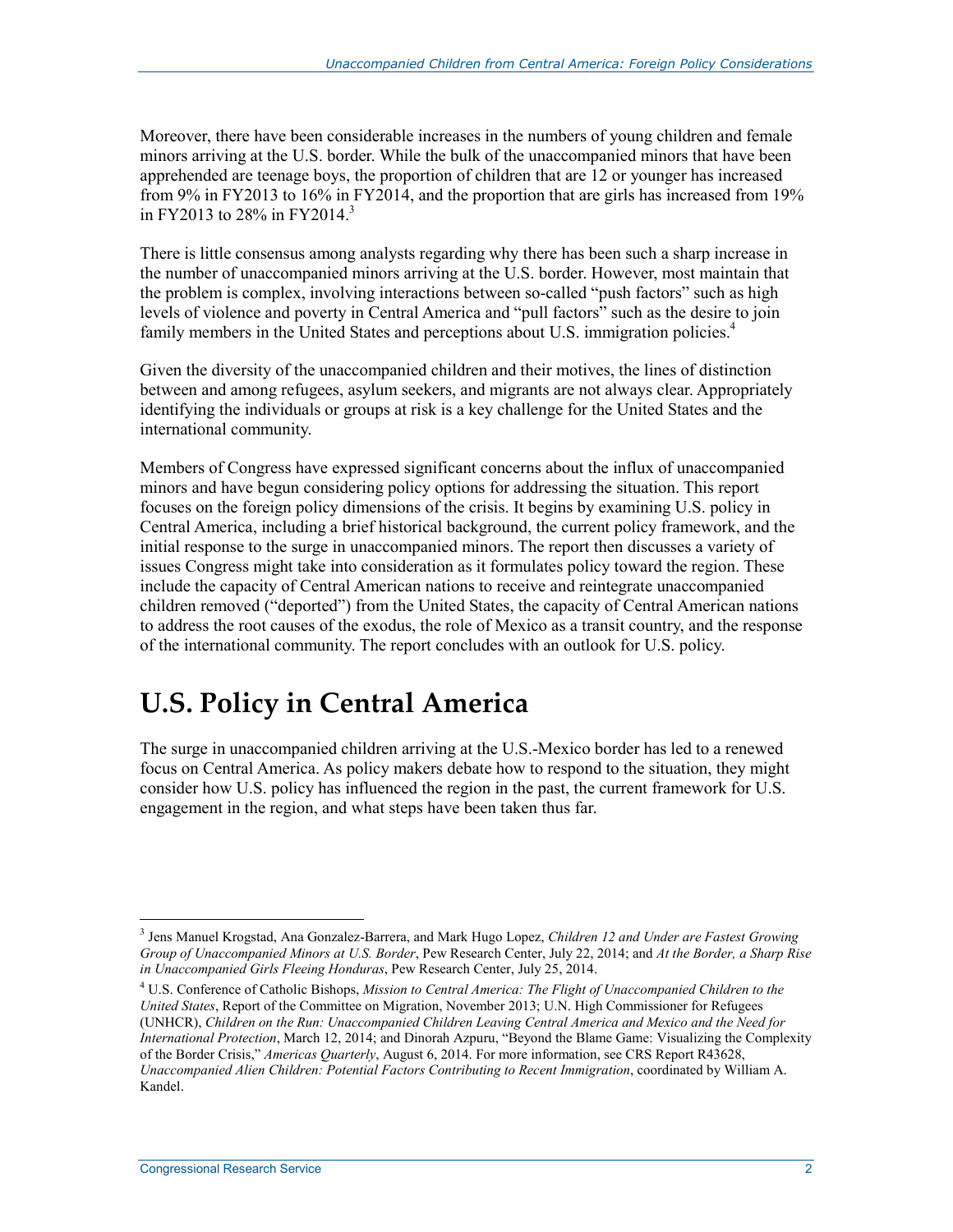Moreover, there have been considerable increases in the numbers of young children and female minors arriving at the U.S. border. While the bulk of the unaccompanied minors that have been apprehended are teenage boys, the proportion of children that are 12 or younger has increased from 9% in FY2013 to 16% in FY2014, and the proportion that are girls has increased from 19% in FY2013 to 28% in FY2014.[3]

There is little consensus among analysts regarding why there has been such a sharp increase in the number of unaccompanied minors arriving at the U.S. border. However, most maintain that the problem is complex, involving interactions between so-called "push factors" such as high levels of violence and poverty in Central America and "pull factors" such as the desire to join family members in the United States and perceptions about U.S. immigration policies.[4]

Given the diversity of the unaccompanied children and their motives, the lines of distinction between and among refugees, asylum seekers, and migrants are not always clear. Appropriately identifying the individuals or groups at risk is a key challenge for the United States and the international community.

Members of Congress have expressed significant concerns about the influx of unaccompanied minors and have begun considering policy options for addressing the situation. This report focuses on the foreign policy dimensions of the crisis. It begins by examining U.S. policy in Central America, including a brief historical background, the current policy framework, and the initial response to the surge in unaccompanied minors. The report then discusses a variety of issues Congress might take into consideration as it formulates policy toward the region. These include the capacity of Central American nations to receive and reintegrate unaccompanied children removed ("deported") from the United States, the capacity of Central American nations to address the root causes of the exodus, the role of Mexico as a transit country, and the response of the international community. The report concludes with an outlook for U.S. policy.

# U.S. Policy in Central America

The surge in unaccompanied children arriving at the U.S.-Mexico border has led to a renewed focus on Central America. As policy makers debate how to respond to the situation, they might consider how U.S. policy has influenced the region in the past, the current framework for U.S. engagement in the region, and what steps have been taken thus far.

---

[3] Jens Manuel Krogstad, Ana Gonzalez-Barrera, and Mark Hugo Lopez, *Children 12 and Under are Fastest Growing Group of Unaccompanied Minors at U.S. Border*, Pew Research Center, July 22, 2014; and *At the Border, a Sharp Rise in Unaccompanied Girls Fleeing Honduras*, Pew Research Center, July 25, 2014.

[4] U.S. Conference of Catholic Bishops, *Mission to Central America: The Flight of Unaccompanied Children to the United States*, Report of the Committee on Migration, November 2013; U.N. High Commissioner for Refugees (UNHCR), *Children on the Run: Unaccompanied Children Leaving Central America and Mexico and the Need for International Protection*, March 12, 2014; and Dinorah Azpuru, "Beyond the Blame Game: Visualizing the Complexity of the Border Crisis," *Americas Quarterly*, August 6, 2014. For more information, see CRS Report R43628, *Unaccompanied Alien Children: Potential Factors Contributing to Recent Immigration*, coordinated by William A. Kandel.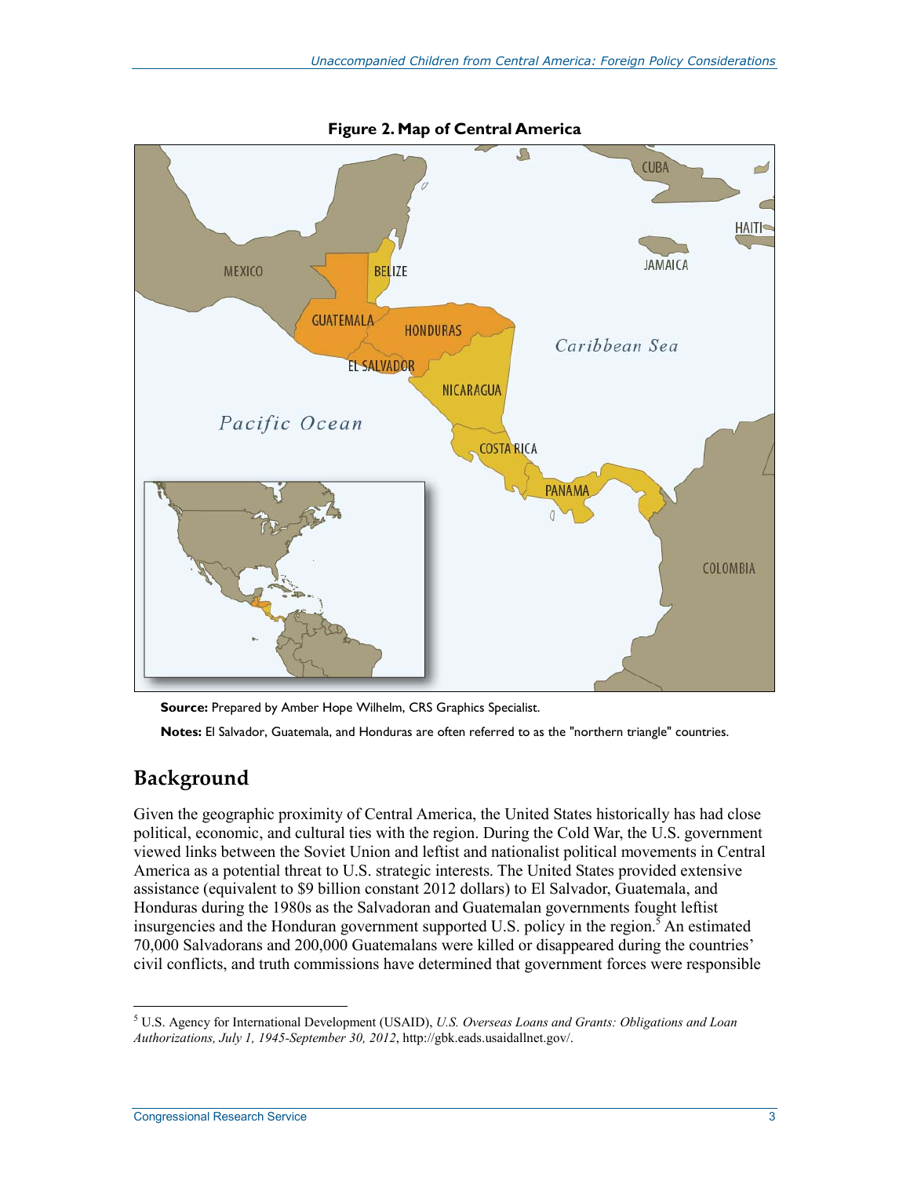**Figure 2. Map of Central America**

**Source:** Prepared by Amber Hope Wilhelm, CRS Graphics Specialist.

**Notes:** El Salvador, Guatemala, and Honduras are often referred to as the "northern triangle" countries.

## Background

Given the geographic proximity of Central America, the United States historically has had close political, economic, and cultural ties with the region. During the Cold War, the U.S. government viewed links between the Soviet Union and leftist and nationalist political movements in Central America as a potential threat to U.S. strategic interests. The United States provided extensive assistance (equivalent to $9 billion constant 2012 dollars) to El Salvador, Guatemala, and Honduras during the 1980s as the Salvadoran and Guatemalan governments fought leftist insurgencies and the Honduran government supported U.S. policy in the region.[5] An estimated 70,000 Salvadorans and 200,000 Guatemalans were killed or disappeared during the countries' civil conflicts, and truth commissions have determined that government forces were responsible

---

[5] U.S. Agency for International Development (USAID), *U.S. Overseas Loans and Grants: Obligations and Loan Authorizations, July 1, 1945-September 30, 2012*, http://gbk.eads.usaidallnet.gov/.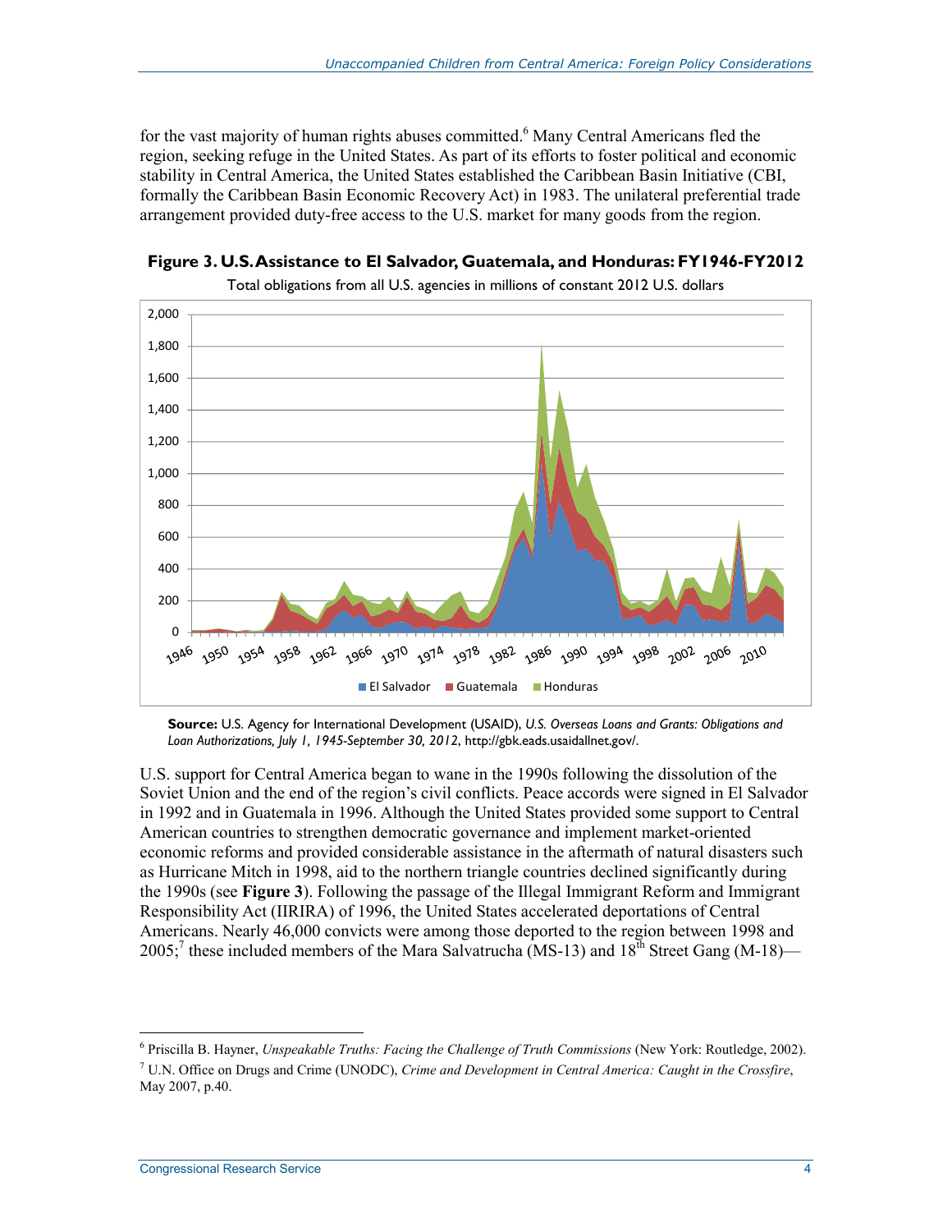for the vast majority of human rights abuses committed.[6] Many Central Americans fled the region, seeking refuge in the United States. As part of its efforts to foster political and economic stability in Central America, the United States established the Caribbean Basin Initiative (CBI, formally the Caribbean Basin Economic Recovery Act) in 1983. The unilateral preferential trade arrangement provided duty-free access to the U.S. market for many goods from the region.

**Figure 3. U.S. Assistance to El Salvador, Guatemala, and Honduras: FY1946-FY2012**

Total obligations from all U.S. agencies in millions of constant 2012 U.S. dollars

**Source:** U.S. Agency for International Development (USAID), *U.S. Overseas Loans and Grants: Obligations and Loan Authorizations, July 1, 1945-September 30, 2012*, http://gbk.eads.usaidallnet.gov/.

U.S. support for Central America began to wane in the 1990s following the dissolution of the Soviet Union and the end of the region's civil conflicts. Peace accords were signed in El Salvador in 1992 and in Guatemala in 1996. Although the United States provided some support to Central American countries to strengthen democratic governance and implement market-oriented economic reforms and provided considerable assistance in the aftermath of natural disasters such as Hurricane Mitch in 1998, aid to the northern triangle countries declined significantly during the 1990s (see **Figure 3**). Following the passage of the Illegal Immigrant Reform and Immigrant Responsibility Act (IIRIRA) of 1996, the United States accelerated deportations of Central Americans. Nearly 46,000 convicts were among those deported to the region between 1998 and 2005;[7] these included members of the Mara Salvatrucha (MS-13) and 18th Street Gang (M-18)—

---

[6] Priscilla B. Hayner, *Unspeakable Truths: Facing the Challenge of Truth Commissions* (New York: Routledge, 2002).

[7] U.N. Office on Drugs and Crime (UNODC), *Crime and Development in Central America: Caught in the Crossfire*, May 2007, p.40.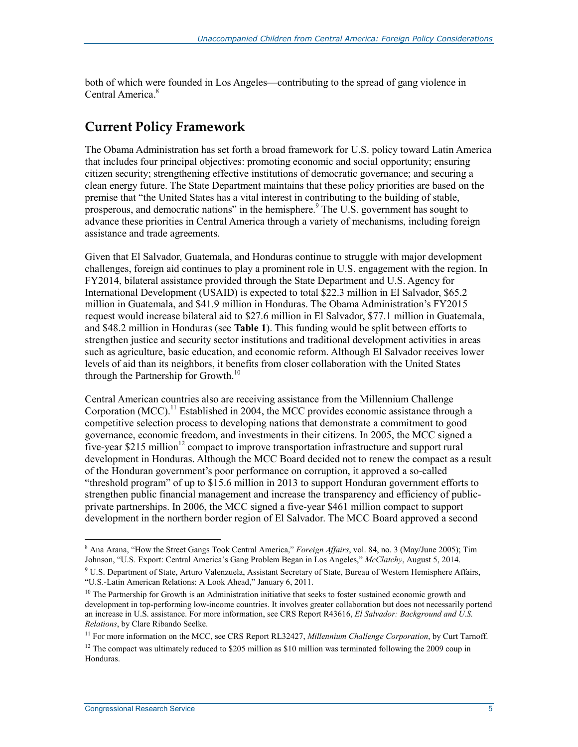both of which were founded in Los Angeles—contributing to the spread of gang violence in Central America.[8]

## Current Policy Framework

The Obama Administration has set forth a broad framework for U.S. policy toward Latin America that includes four principal objectives: promoting economic and social opportunity; ensuring citizen security; strengthening effective institutions of democratic governance; and securing a clean energy future. The State Department maintains that these policy priorities are based on the premise that "the United States has a vital interest in contributing to the building of stable, prosperous, and democratic nations" in the hemisphere.[9] The U.S. government has sought to advance these priorities in Central America through a variety of mechanisms, including foreign assistance and trade agreements.

Given that El Salvador, Guatemala, and Honduras continue to struggle with major development challenges, foreign aid continues to play a prominent role in U.S. engagement with the region. In FY2014, bilateral assistance provided through the State Department and U.S. Agency for International Development (USAID) is expected to total $22.3 million in El Salvador, $65.2 million in Guatemala, and $41.9 million in Honduras. The Obama Administration's FY2015 request would increase bilateral aid to $27.6 million in El Salvador, $77.1 million in Guatemala, and $48.2 million in Honduras (see **Table 1**). This funding would be split between efforts to strengthen justice and security sector institutions and traditional development activities in areas such as agriculture, basic education, and economic reform. Although El Salvador receives lower levels of aid than its neighbors, it benefits from closer collaboration with the United States through the Partnership for Growth.[10]

Central American countries also are receiving assistance from the Millennium Challenge Corporation (MCC).[11] Established in 2004, the MCC provides economic assistance through a competitive selection process to developing nations that demonstrate a commitment to good governance, economic freedom, and investments in their citizens. In 2005, the MCC signed a five-year $215 million[12] compact to improve transportation infrastructure and support rural development in Honduras. Although the MCC Board decided not to renew the compact as a result of the Honduran government's poor performance on corruption, it approved a so-called "threshold program" of up to $15.6 million in 2013 to support Honduran government efforts to strengthen public financial management and increase the transparency and efficiency of public-private partnerships. In 2006, the MCC signed a five-year $461 million compact to support development in the northern border region of El Salvador. The MCC Board approved a second

---

[8] Ana Arana, "How the Street Gangs Took Central America," *Foreign Affairs*, vol. 84, no. 3 (May/June 2005); Tim Johnson, "U.S. Export: Central America's Gang Problem Began in Los Angeles," *McClatchy*, August 5, 2014.

[9] U.S. Department of State, Arturo Valenzuela, Assistant Secretary of State, Bureau of Western Hemisphere Affairs, "U.S.-Latin American Relations: A Look Ahead," January 6, 2011.

[10] The Partnership for Growth is an Administration initiative that seeks to foster sustained economic growth and development in top-performing low-income countries. It involves greater collaboration but does not necessarily portend an increase in U.S. assistance. For more information, see CRS Report R43616, *El Salvador: Background and U.S. Relations*, by Clare Ribando Seelke.

[11] For more information on the MCC, see CRS Report RL32427, *Millennium Challenge Corporation*, by Curt Tarnoff.

[12] The compact was ultimately reduced to $205 million as $10 million was terminated following the 2009 coup in Honduras.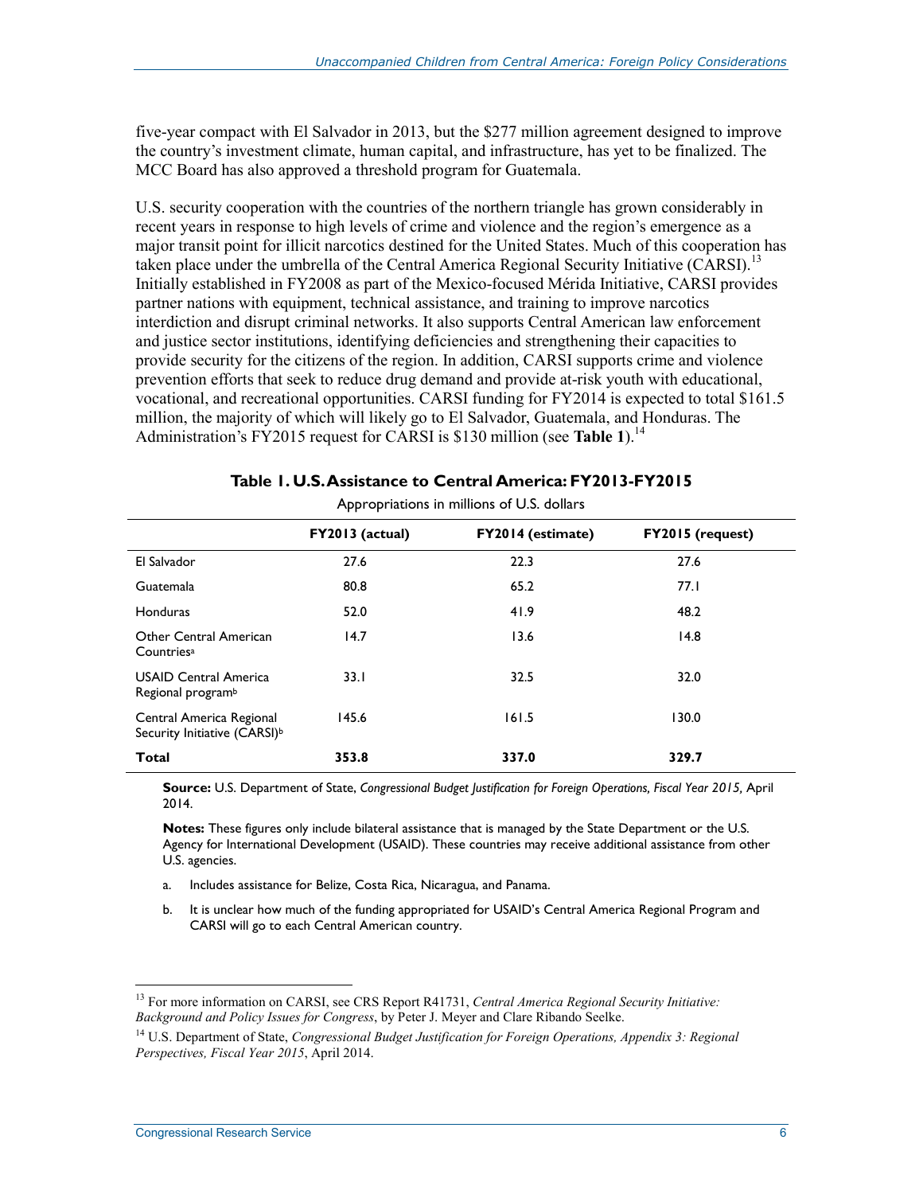five-year compact with El Salvador in 2013, but the $277 million agreement designed to improve the country's investment climate, human capital, and infrastructure, has yet to be finalized. The MCC Board has also approved a threshold program for Guatemala.

U.S. security cooperation with the countries of the northern triangle has grown considerably in recent years in response to high levels of crime and violence and the region's emergence as a major transit point for illicit narcotics destined for the United States. Much of this cooperation has taken place under the umbrella of the Central America Regional Security Initiative (CARSI).[13] Initially established in FY2008 as part of the Mexico-focused Mérida Initiative, CARSI provides partner nations with equipment, technical assistance, and training to improve narcotics interdiction and disrupt criminal networks. It also supports Central American law enforcement and justice sector institutions, identifying deficiencies and strengthening their capacities to provide security for the citizens of the region. In addition, CARSI supports crime and violence prevention efforts that seek to reduce drug demand and provide at-risk youth with educational, vocational, and recreational opportunities. CARSI funding for FY2014 is expected to total $161.5 million, the majority of which will likely go to El Salvador, Guatemala, and Honduras. The Administration's FY2015 request for CARSI is $130 million (see **Table 1**).[14]

**Table 1. U.S. Assistance to Central America: FY2013-FY2015**

Appropriations in millions of U.S. dollars

| | FY2013 (actual) | FY2014 (estimate) | FY2015 (request) |
|---|---|---|---|
| El Salvador | 27.6 | 22.3 | 27.6 |
| Guatemala | 80.8 | 65.2 | 77.1 |
| Honduras | 52.0 | 41.9 | 48.2 |
| Other Central American Countries[a] | 14.7 | 13.6 | 14.8 |
| USAID Central America Regional program[b] | 33.1 | 32.5 | 32.0 |
| Central America Regional Security Initiative (CARSI)[b] | 145.6 | 161.5 | 130.0 |
| **Total** | **353.8** | **337.0** | **329.7** |

**Source:** U.S. Department of State, *Congressional Budget Justification for Foreign Operations, Fiscal Year 2015*, April 2014.

**Notes:** These figures only include bilateral assistance that is managed by the State Department or the U.S. Agency for International Development (USAID). These countries may receive additional assistance from other U.S. agencies.

a. Includes assistance for Belize, Costa Rica, Nicaragua, and Panama.

b. It is unclear how much of the funding appropriated for USAID's Central America Regional Program and CARSI will go to each Central American country.

---

[13] For more information on CARSI, see CRS Report R41731, *Central America Regional Security Initiative: Background and Policy Issues for Congress*, by Peter J. Meyer and Clare Ribando Seelke.

[14] U.S. Department of State, *Congressional Budget Justification for Foreign Operations, Appendix 3: Regional Perspectives, Fiscal Year 2015*, April 2014.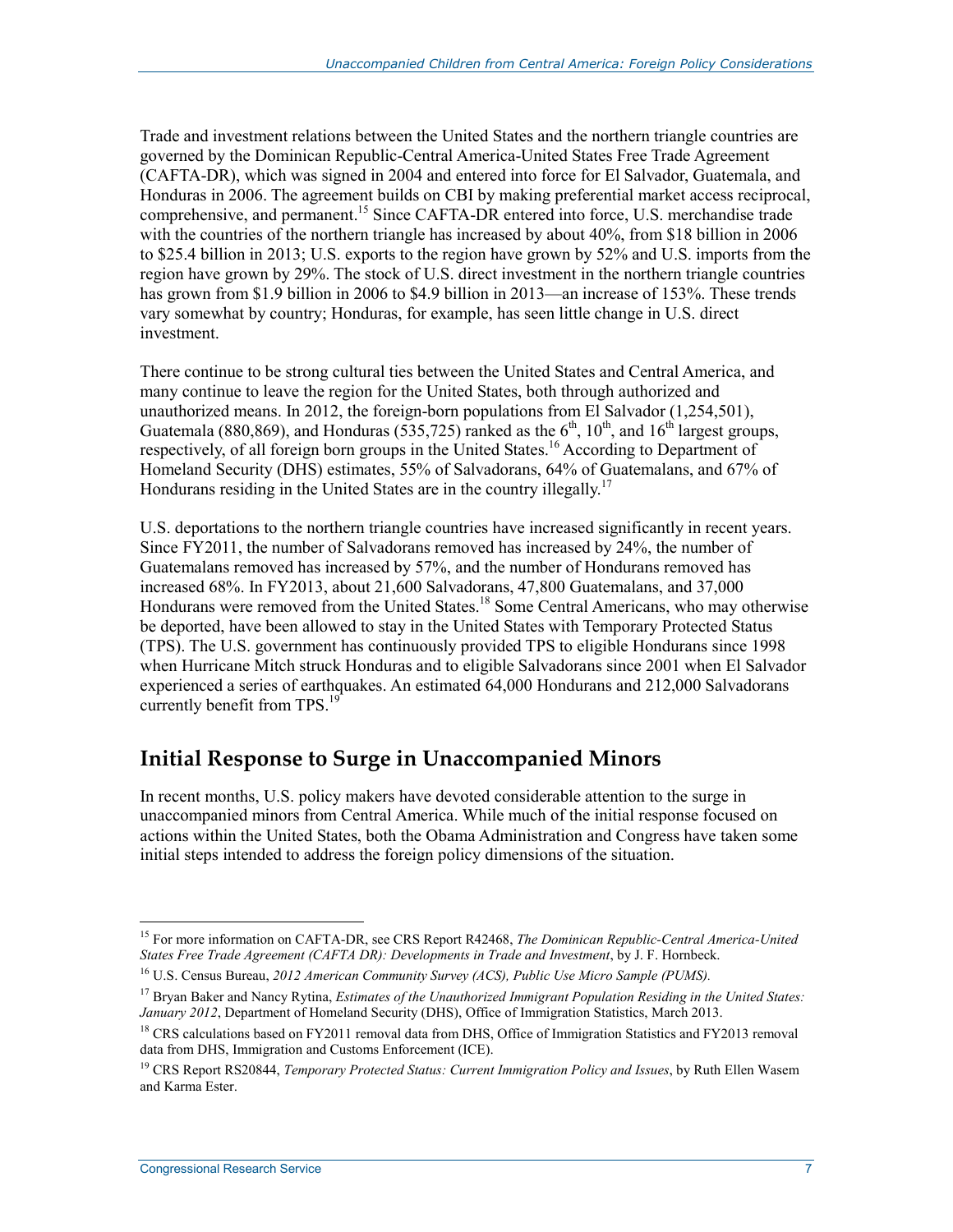Trade and investment relations between the United States and the northern triangle countries are governed by the Dominican Republic-Central America-United States Free Trade Agreement (CAFTA-DR), which was signed in 2004 and entered into force for El Salvador, Guatemala, and Honduras in 2006. The agreement builds on CBI by making preferential market access reciprocal, comprehensive, and permanent.[15] Since CAFTA-DR entered into force, U.S. merchandise trade with the countries of the northern triangle has increased by about 40%, from $18 billion in 2006 to $25.4 billion in 2013; U.S. exports to the region have grown by 52% and U.S. imports from the region have grown by 29%. The stock of U.S. direct investment in the northern triangle countries has grown from $1.9 billion in 2006 to $4.9 billion in 2013—an increase of 153%. These trends vary somewhat by country; Honduras, for example, has seen little change in U.S. direct investment.

There continue to be strong cultural ties between the United States and Central America, and many continue to leave the region for the United States, both through authorized and unauthorized means. In 2012, the foreign-born populations from El Salvador (1,254,501), Guatemala (880,869), and Honduras (535,725) ranked as the 6th, 10th, and 16th largest groups, respectively, of all foreign born groups in the United States.[16] According to Department of Homeland Security (DHS) estimates, 55% of Salvadorans, 64% of Guatemalans, and 67% of Hondurans residing in the United States are in the country illegally.[17]

U.S. deportations to the northern triangle countries have increased significantly in recent years. Since FY2011, the number of Salvadorans removed has increased by 24%, the number of Guatemalans removed has increased by 57%, and the number of Hondurans removed has increased 68%. In FY2013, about 21,600 Salvadorans, 47,800 Guatemalans, and 37,000 Hondurans were removed from the United States.[18] Some Central Americans, who may otherwise be deported, have been allowed to stay in the United States with Temporary Protected Status (TPS). The U.S. government has continuously provided TPS to eligible Hondurans since 1998 when Hurricane Mitch struck Honduras and to eligible Salvadorans since 2001 when El Salvador experienced a series of earthquakes. An estimated 64,000 Hondurans and 212,000 Salvadorans currently benefit from TPS.[19]

## Initial Response to Surge in Unaccompanied Minors

In recent months, U.S. policy makers have devoted considerable attention to the surge in unaccompanied minors from Central America. While much of the initial response focused on actions within the United States, both the Obama Administration and Congress have taken some initial steps intended to address the foreign policy dimensions of the situation.

---

[15] For more information on CAFTA-DR, see CRS Report R42468, *The Dominican Republic-Central America-United States Free Trade Agreement (CAFTA DR): Developments in Trade and Investment*, by J. F. Hornbeck.

[16] U.S. Census Bureau, *2012 American Community Survey (ACS), Public Use Micro Sample (PUMS).*

[17] Bryan Baker and Nancy Rytina, *Estimates of the Unauthorized Immigrant Population Residing in the United States: January 2012*, Department of Homeland Security (DHS), Office of Immigration Statistics, March 2013.

[18] CRS calculations based on FY2011 removal data from DHS, Office of Immigration Statistics and FY2013 removal data from DHS, Immigration and Customs Enforcement (ICE).

[19] CRS Report RS20844, *Temporary Protected Status: Current Immigration Policy and Issues*, by Ruth Ellen Wasem and Karma Ester.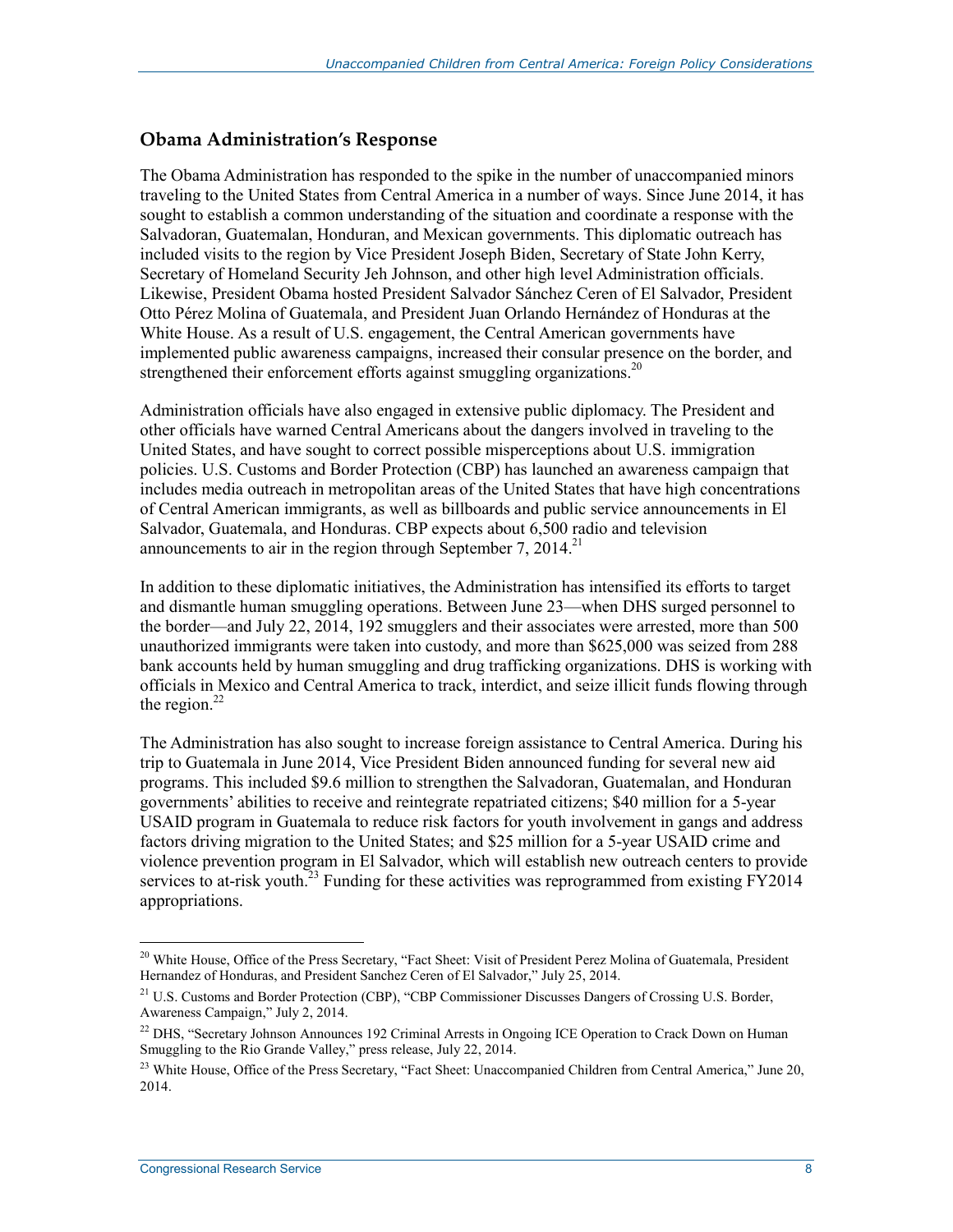## Obama Administration's Response

The Obama Administration has responded to the spike in the number of unaccompanied minors traveling to the United States from Central America in a number of ways. Since June 2014, it has sought to establish a common understanding of the situation and coordinate a response with the Salvadoran, Guatemalan, Honduran, and Mexican governments. This diplomatic outreach has included visits to the region by Vice President Joseph Biden, Secretary of State John Kerry, Secretary of Homeland Security Jeh Johnson, and other high level Administration officials. Likewise, President Obama hosted President Salvador Sánchez Ceren of El Salvador, President Otto Pérez Molina of Guatemala, and President Juan Orlando Hernández of Honduras at the White House. As a result of U.S. engagement, the Central American governments have implemented public awareness campaigns, increased their consular presence on the border, and strengthened their enforcement efforts against smuggling organizations.[20]

Administration officials have also engaged in extensive public diplomacy. The President and other officials have warned Central Americans about the dangers involved in traveling to the United States, and have sought to correct possible misperceptions about U.S. immigration policies. U.S. Customs and Border Protection (CBP) has launched an awareness campaign that includes media outreach in metropolitan areas of the United States that have high concentrations of Central American immigrants, as well as billboards and public service announcements in El Salvador, Guatemala, and Honduras. CBP expects about 6,500 radio and television announcements to air in the region through September 7, 2014.[21]

In addition to these diplomatic initiatives, the Administration has intensified its efforts to target and dismantle human smuggling operations. Between June 23—when DHS surged personnel to the border—and July 22, 2014, 192 smugglers and their associates were arrested, more than 500 unauthorized immigrants were taken into custody, and more than $625,000 was seized from 288 bank accounts held by human smuggling and drug trafficking organizations. DHS is working with officials in Mexico and Central America to track, interdict, and seize illicit funds flowing through the region.[22]

The Administration has also sought to increase foreign assistance to Central America. During his trip to Guatemala in June 2014, Vice President Biden announced funding for several new aid programs. This included $9.6 million to strengthen the Salvadoran, Guatemalan, and Honduran governments' abilities to receive and reintegrate repatriated citizens; $40 million for a 5-year USAID program in Guatemala to reduce risk factors for youth involvement in gangs and address factors driving migration to the United States; and $25 million for a 5-year USAID crime and violence prevention program in El Salvador, which will establish new outreach centers to provide services to at-risk youth.[23] Funding for these activities was reprogrammed from existing FY2014 appropriations.

---

[20] White House, Office of the Press Secretary, "Fact Sheet: Visit of President Perez Molina of Guatemala, President Hernandez of Honduras, and President Sanchez Ceren of El Salvador," July 25, 2014.

[21] U.S. Customs and Border Protection (CBP), "CBP Commissioner Discusses Dangers of Crossing U.S. Border, Awareness Campaign," July 2, 2014.

[22] DHS, "Secretary Johnson Announces 192 Criminal Arrests in Ongoing ICE Operation to Crack Down on Human Smuggling to the Rio Grande Valley," press release, July 22, 2014.

[23] White House, Office of the Press Secretary, "Fact Sheet: Unaccompanied Children from Central America," June 20, 2014.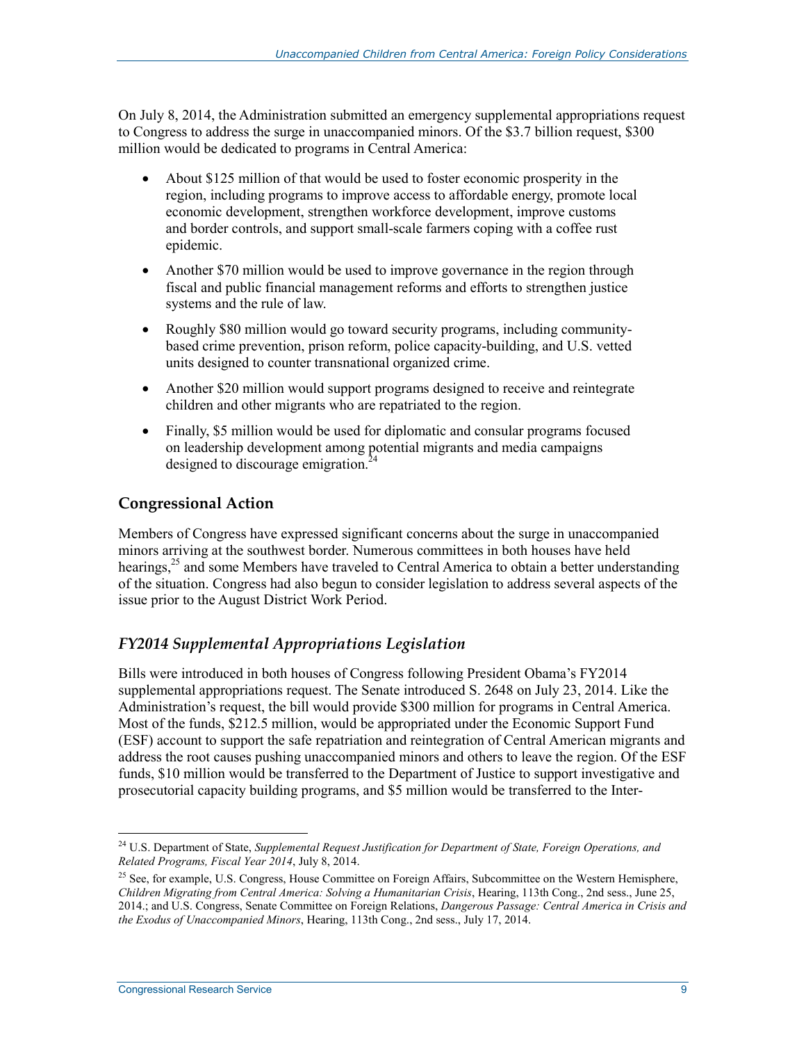On July 8, 2014, the Administration submitted an emergency supplemental appropriations request to Congress to address the surge in unaccompanied minors. Of the $3.7 billion request, $300 million would be dedicated to programs in Central America:

- About $125 million of that would be used to foster economic prosperity in the region, including programs to improve access to affordable energy, promote local economic development, strengthen workforce development, improve customs and border controls, and support small-scale farmers coping with a coffee rust epidemic.
- Another $70 million would be used to improve governance in the region through fiscal and public financial management reforms and efforts to strengthen justice systems and the rule of law.
- Roughly $80 million would go toward security programs, including community-based crime prevention, prison reform, police capacity-building, and U.S. vetted units designed to counter transnational organized crime.
- Another $20 million would support programs designed to receive and reintegrate children and other migrants who are repatriated to the region.
- Finally, $5 million would be used for diplomatic and consular programs focused on leadership development among potential migrants and media campaigns designed to discourage emigration.[24]

## Congressional Action

Members of Congress have expressed significant concerns about the surge in unaccompanied minors arriving at the southwest border. Numerous committees in both houses have held hearings,[25] and some Members have traveled to Central America to obtain a better understanding of the situation. Congress had also begun to consider legislation to address several aspects of the issue prior to the August District Work Period.

### *FY2014 Supplemental Appropriations Legislation*

Bills were introduced in both houses of Congress following President Obama's FY2014 supplemental appropriations request. The Senate introduced S. 2648 on July 23, 2014. Like the Administration's request, the bill would provide $300 million for programs in Central America. Most of the funds, $212.5 million, would be appropriated under the Economic Support Fund (ESF) account to support the safe repatriation and reintegration of Central American migrants and address the root causes pushing unaccompanied minors and others to leave the region. Of the ESF funds, $10 million would be transferred to the Department of Justice to support investigative and prosecutorial capacity building programs, and $5 million would be transferred to the Inter-

---

[24] U.S. Department of State, *Supplemental Request Justification for Department of State, Foreign Operations, and Related Programs, Fiscal Year 2014*, July 8, 2014.

[25] See, for example, U.S. Congress, House Committee on Foreign Affairs, Subcommittee on the Western Hemisphere, *Children Migrating from Central America: Solving a Humanitarian Crisis*, Hearing, 113th Cong., 2nd sess., June 25, 2014.; and U.S. Congress, Senate Committee on Foreign Relations, *Dangerous Passage: Central America in Crisis and the Exodus of Unaccompanied Minors*, Hearing, 113th Cong., 2nd sess., July 17, 2014.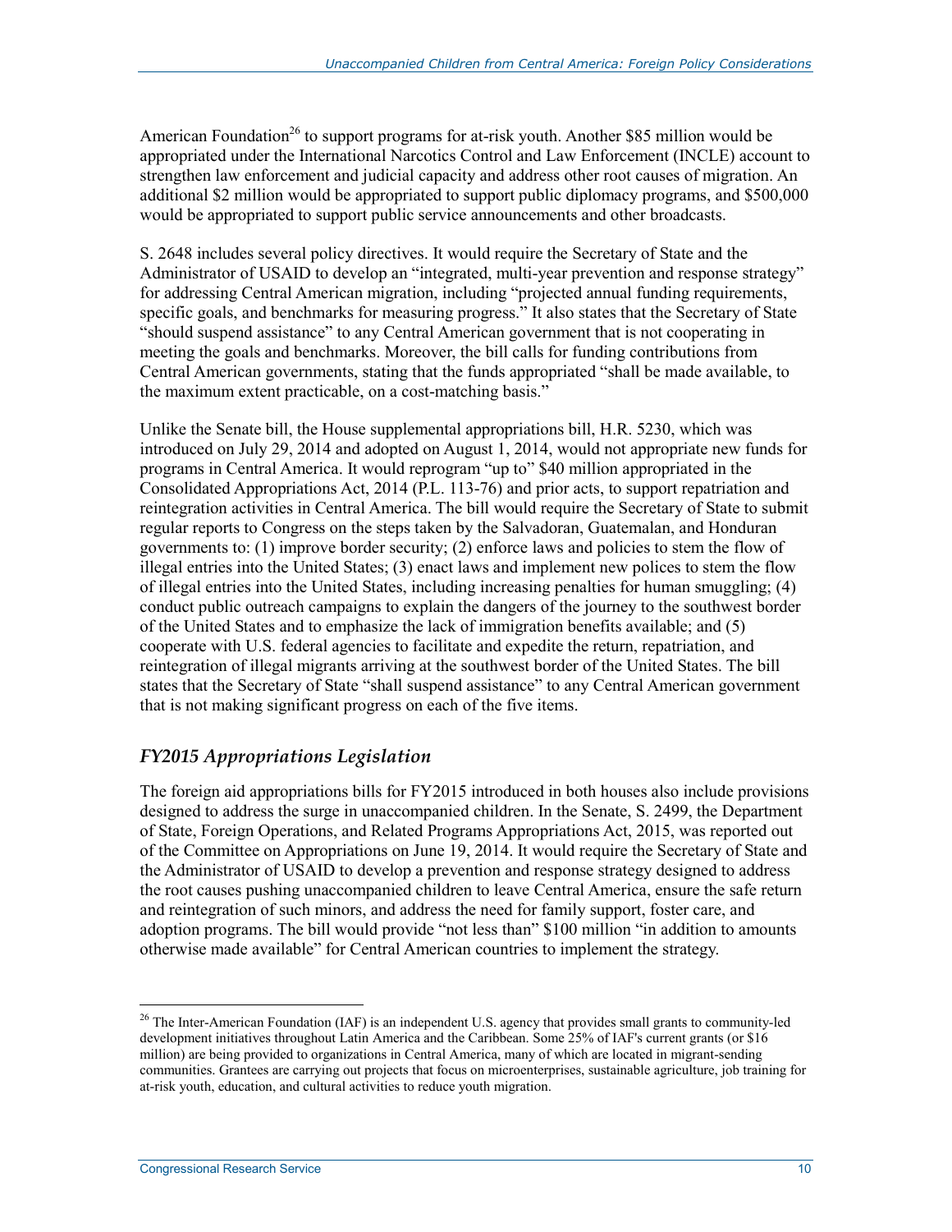American Foundation[26] to support programs for at-risk youth. Another $85 million would be appropriated under the International Narcotics Control and Law Enforcement (INCLE) account to strengthen law enforcement and judicial capacity and address other root causes of migration. An additional $2 million would be appropriated to support public diplomacy programs, and $500,000 would be appropriated to support public service announcements and other broadcasts.

S. 2648 includes several policy directives. It would require the Secretary of State and the Administrator of USAID to develop an "integrated, multi-year prevention and response strategy" for addressing Central American migration, including "projected annual funding requirements, specific goals, and benchmarks for measuring progress." It also states that the Secretary of State "should suspend assistance" to any Central American government that is not cooperating in meeting the goals and benchmarks. Moreover, the bill calls for funding contributions from Central American governments, stating that the funds appropriated "shall be made available, to the maximum extent practicable, on a cost-matching basis."

Unlike the Senate bill, the House supplemental appropriations bill, H.R. 5230, which was introduced on July 29, 2014 and adopted on August 1, 2014, would not appropriate new funds for programs in Central America. It would reprogram "up to" $40 million appropriated in the Consolidated Appropriations Act, 2014 (P.L. 113-76) and prior acts, to support repatriation and reintegration activities in Central America. The bill would require the Secretary of State to submit regular reports to Congress on the steps taken by the Salvadoran, Guatemalan, and Honduran governments to: (1) improve border security; (2) enforce laws and policies to stem the flow of illegal entries into the United States; (3) enact laws and implement new polices to stem the flow of illegal entries into the United States, including increasing penalties for human smuggling; (4) conduct public outreach campaigns to explain the dangers of the journey to the southwest border of the United States and to emphasize the lack of immigration benefits available; and (5) cooperate with U.S. federal agencies to facilitate and expedite the return, repatriation, and reintegration of illegal migrants arriving at the southwest border of the United States. The bill states that the Secretary of State "shall suspend assistance" to any Central American government that is not making significant progress on each of the five items.

### *FY2015 Appropriations Legislation*

The foreign aid appropriations bills for FY2015 introduced in both houses also include provisions designed to address the surge in unaccompanied children. In the Senate, S. 2499, the Department of State, Foreign Operations, and Related Programs Appropriations Act, 2015, was reported out of the Committee on Appropriations on June 19, 2014. It would require the Secretary of State and the Administrator of USAID to develop a prevention and response strategy designed to address the root causes pushing unaccompanied children to leave Central America, ensure the safe return and reintegration of such minors, and address the need for family support, foster care, and adoption programs. The bill would provide "not less than" $100 million "in addition to amounts otherwise made available" for Central American countries to implement the strategy.

---

[26] The Inter-American Foundation (IAF) is an independent U.S. agency that provides small grants to community-led development initiatives throughout Latin America and the Caribbean. Some 25% of IAF's current grants (or $16 million) are being provided to organizations in Central America, many of which are located in migrant-sending communities. Grantees are carrying out projects that focus on microenterprises, sustainable agriculture, job training for at-risk youth, education, and cultural activities to reduce youth migration.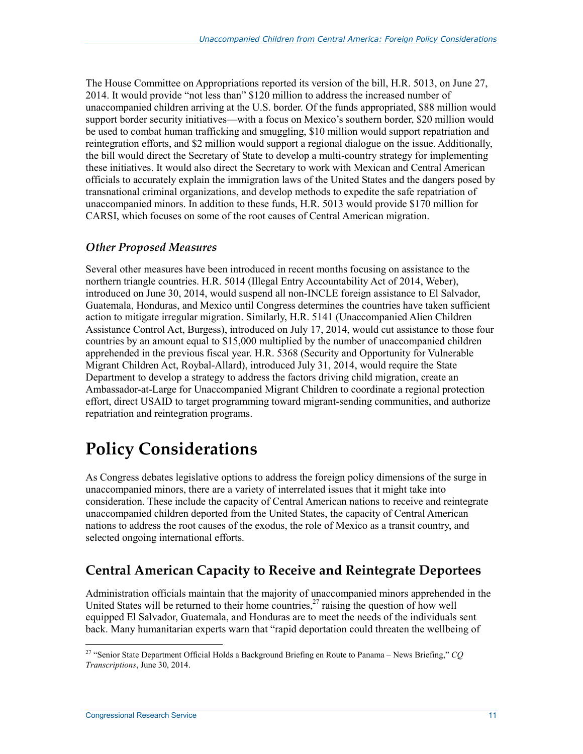The House Committee on Appropriations reported its version of the bill, H.R. 5013, on June 27, 2014. It would provide "not less than" $120 million to address the increased number of unaccompanied children arriving at the U.S. border. Of the funds appropriated, $88 million would support border security initiatives—with a focus on Mexico's southern border, $20 million would be used to combat human trafficking and smuggling, $10 million would support repatriation and reintegration efforts, and $2 million would support a regional dialogue on the issue. Additionally, the bill would direct the Secretary of State to develop a multi-country strategy for implementing these initiatives. It would also direct the Secretary to work with Mexican and Central American officials to accurately explain the immigration laws of the United States and the dangers posed by transnational criminal organizations, and develop methods to expedite the safe repatriation of unaccompanied minors. In addition to these funds, H.R. 5013 would provide $170 million for CARSI, which focuses on some of the root causes of Central American migration.

### *Other Proposed Measures*

Several other measures have been introduced in recent months focusing on assistance to the northern triangle countries. H.R. 5014 (Illegal Entry Accountability Act of 2014, Weber), introduced on June 30, 2014, would suspend all non-INCLE foreign assistance to El Salvador, Guatemala, Honduras, and Mexico until Congress determines the countries have taken sufficient action to mitigate irregular migration. Similarly, H.R. 5141 (Unaccompanied Alien Children Assistance Control Act, Burgess), introduced on July 17, 2014, would cut assistance to those four countries by an amount equal to $15,000 multiplied by the number of unaccompanied children apprehended in the previous fiscal year. H.R. 5368 (Security and Opportunity for Vulnerable Migrant Children Act, Roybal-Allard), introduced July 31, 2014, would require the State Department to develop a strategy to address the factors driving child migration, create an Ambassador-at-Large for Unaccompanied Migrant Children to coordinate a regional protection effort, direct USAID to target programming toward migrant-sending communities, and authorize repatriation and reintegration programs.

# Policy Considerations

As Congress debates legislative options to address the foreign policy dimensions of the surge in unaccompanied minors, there are a variety of interrelated issues that it might take into consideration. These include the capacity of Central American nations to receive and reintegrate unaccompanied children deported from the United States, the capacity of Central American nations to address the root causes of the exodus, the role of Mexico as a transit country, and selected ongoing international efforts.

## Central American Capacity to Receive and Reintegrate Deportees

Administration officials maintain that the majority of unaccompanied minors apprehended in the United States will be returned to their home countries,[27] raising the question of how well equipped El Salvador, Guatemala, and Honduras are to meet the needs of the individuals sent back. Many humanitarian experts warn that "rapid deportation could threaten the wellbeing of

[27] "Senior State Department Official Holds a Background Briefing en Route to Panama – News Briefing," *CQ Transcriptions*, June 30, 2014.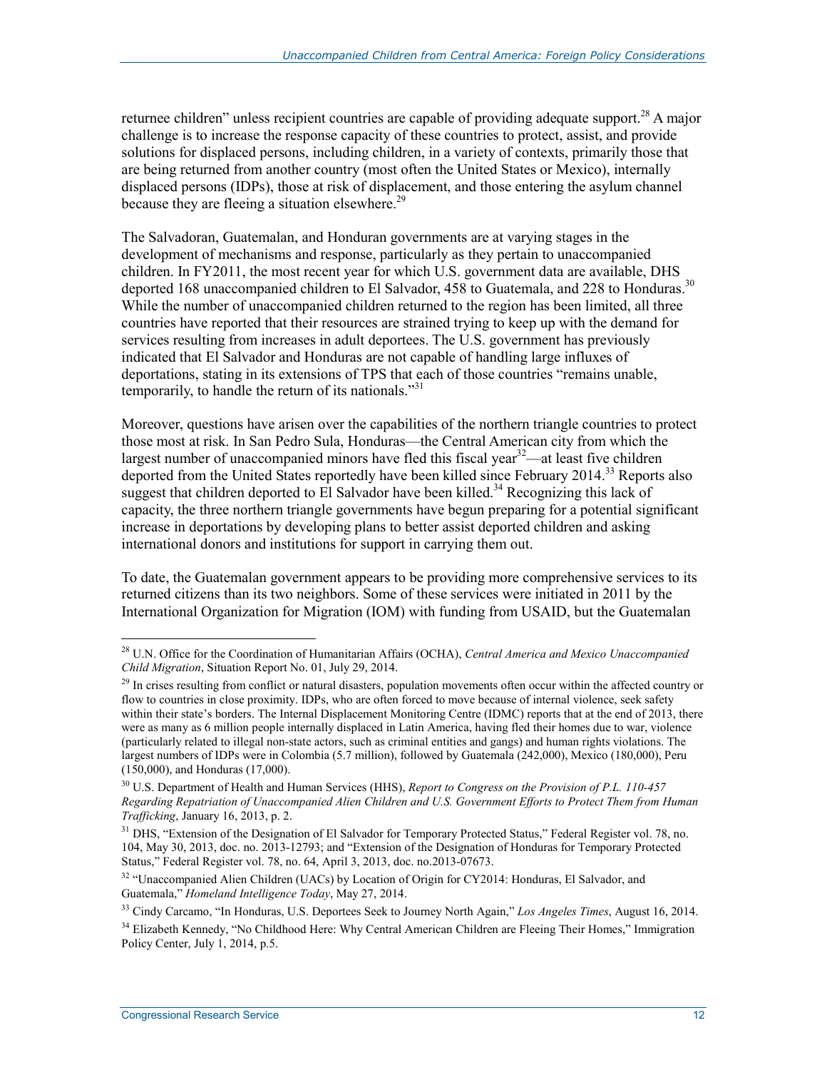returnee children" unless recipient countries are capable of providing adequate support.[28] A major challenge is to increase the response capacity of these countries to protect, assist, and provide solutions for displaced persons, including children, in a variety of contexts, primarily those that are being returned from another country (most often the United States or Mexico), internally displaced persons (IDPs), those at risk of displacement, and those entering the asylum channel because they are fleeing a situation elsewhere.[29]

The Salvadoran, Guatemalan, and Honduran governments are at varying stages in the development of mechanisms and response, particularly as they pertain to unaccompanied children. In FY2011, the most recent year for which U.S. government data are available, DHS deported 168 unaccompanied children to El Salvador, 458 to Guatemala, and 228 to Honduras.[30] While the number of unaccompanied children returned to the region has been limited, all three countries have reported that their resources are strained trying to keep up with the demand for services resulting from increases in adult deportees. The U.S. government has previously indicated that El Salvador and Honduras are not capable of handling large influxes of deportations, stating in its extensions of TPS that each of those countries "remains unable, temporarily, to handle the return of its nationals."[31]

Moreover, questions have arisen over the capabilities of the northern triangle countries to protect those most at risk. In San Pedro Sula, Honduras—the Central American city from which the largest number of unaccompanied minors have fled this fiscal year[32]—at least five children deported from the United States reportedly have been killed since February 2014.[33] Reports also suggest that children deported to El Salvador have been killed.[34] Recognizing this lack of capacity, the three northern triangle governments have begun preparing for a potential significant increase in deportations by developing plans to better assist deported children and asking international donors and institutions for support in carrying them out.

To date, the Guatemalan government appears to be providing more comprehensive services to its returned citizens than its two neighbors. Some of these services were initiated in 2011 by the International Organization for Migration (IOM) with funding from USAID, but the Guatemalan

---

[28] U.N. Office for the Coordination of Humanitarian Affairs (OCHA), *Central America and Mexico Unaccompanied Child Migration*, Situation Report No. 01, July 29, 2014.

[29] In crises resulting from conflict or natural disasters, population movements often occur within the affected country or flow to countries in close proximity. IDPs, who are often forced to move because of internal violence, seek safety within their state's borders. The Internal Displacement Monitoring Centre (IDMC) reports that at the end of 2013, there were as many as 6 million people internally displaced in Latin America, having fled their homes due to war, violence (particularly related to illegal non-state actors, such as criminal entities and gangs) and human rights violations. The largest numbers of IDPs were in Colombia (5.7 million), followed by Guatemala (242,000), Mexico (180,000), Peru (150,000), and Honduras (17,000).

[30] U.S. Department of Health and Human Services (HHS), *Report to Congress on the Provision of P.L. 110-457 Regarding Repatriation of Unaccompanied Alien Children and U.S. Government Efforts to Protect Them from Human Trafficking*, January 16, 2013, p. 2.

[31] DHS, "Extension of the Designation of El Salvador for Temporary Protected Status," Federal Register vol. 78, no. 104, May 30, 2013, doc. no. 2013-12793; and "Extension of the Designation of Honduras for Temporary Protected Status," Federal Register vol. 78, no. 64, April 3, 2013, doc. no.2013-07673.

[32] "Unaccompanied Alien Children (UACs) by Location of Origin for CY2014: Honduras, El Salvador, and Guatemala," *Homeland Intelligence Today*, May 27, 2014.

[33] Cindy Carcamo, "In Honduras, U.S. Deportees Seek to Journey North Again," *Los Angeles Times*, August 16, 2014.

[34] Elizabeth Kennedy, "No Childhood Here: Why Central American Children are Fleeing Their Homes," Immigration Policy Center, July 1, 2014, p.5.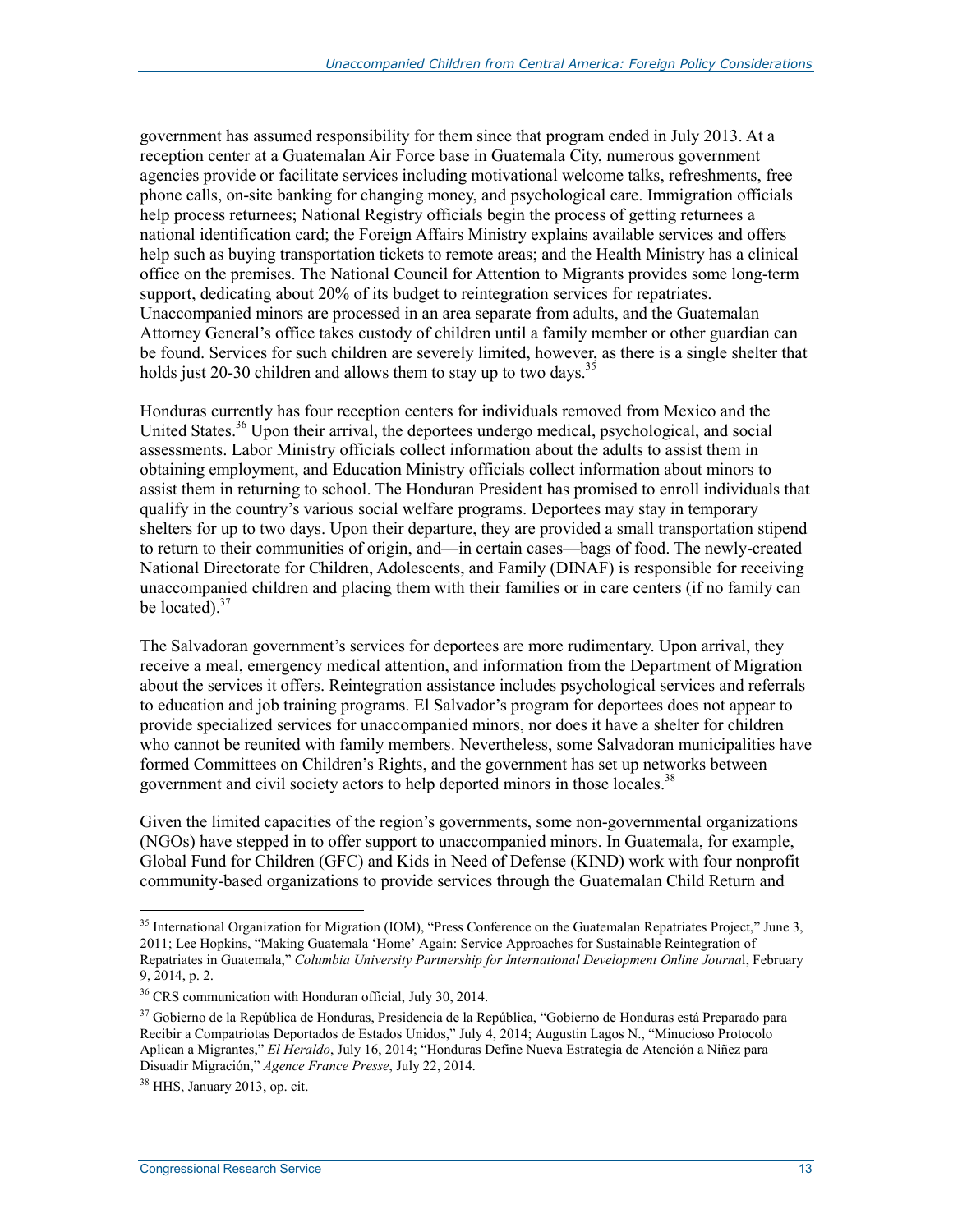government has assumed responsibility for them since that program ended in July 2013. At a reception center at a Guatemalan Air Force base in Guatemala City, numerous government agencies provide or facilitate services including motivational welcome talks, refreshments, free phone calls, on-site banking for changing money, and psychological care. Immigration officials help process returnees; National Registry officials begin the process of getting returnees a national identification card; the Foreign Affairs Ministry explains available services and offers help such as buying transportation tickets to remote areas; and the Health Ministry has a clinical office on the premises. The National Council for Attention to Migrants provides some long-term support, dedicating about 20% of its budget to reintegration services for repatriates. Unaccompanied minors are processed in an area separate from adults, and the Guatemalan Attorney General's office takes custody of children until a family member or other guardian can be found. Services for such children are severely limited, however, as there is a single shelter that holds just 20-30 children and allows them to stay up to two days.[35]

Honduras currently has four reception centers for individuals removed from Mexico and the United States.[36] Upon their arrival, the deportees undergo medical, psychological, and social assessments. Labor Ministry officials collect information about the adults to assist them in obtaining employment, and Education Ministry officials collect information about minors to assist them in returning to school. The Honduran President has promised to enroll individuals that qualify in the country's various social welfare programs. Deportees may stay in temporary shelters for up to two days. Upon their departure, they are provided a small transportation stipend to return to their communities of origin, and—in certain cases—bags of food. The newly-created National Directorate for Children, Adolescents, and Family (DINAF) is responsible for receiving unaccompanied children and placing them with their families or in care centers (if no family can be located).[37]

The Salvadoran government's services for deportees are more rudimentary. Upon arrival, they receive a meal, emergency medical attention, and information from the Department of Migration about the services it offers. Reintegration assistance includes psychological services and referrals to education and job training programs. El Salvador's program for deportees does not appear to provide specialized services for unaccompanied minors, nor does it have a shelter for children who cannot be reunited with family members. Nevertheless, some Salvadoran municipalities have formed Committees on Children's Rights, and the government has set up networks between government and civil society actors to help deported minors in those locales.[38]

Given the limited capacities of the region's governments, some non-governmental organizations (NGOs) have stepped in to offer support to unaccompanied minors. In Guatemala, for example, Global Fund for Children (GFC) and Kids in Need of Defense (KIND) work with four nonprofit community-based organizations to provide services through the Guatemalan Child Return and

---

[35] International Organization for Migration (IOM), "Press Conference on the Guatemalan Repatriates Project," June 3, 2011; Lee Hopkins, "Making Guatemala 'Home' Again: Service Approaches for Sustainable Reintegration of Repatriates in Guatemala," *Columbia University Partnership for International Development Online Journal*, February 9, 2014, p. 2.

[36] CRS communication with Honduran official, July 30, 2014.

[37] Gobierno de la República de Honduras, Presidencia de la República, "Gobierno de Honduras está Preparado para Recibir a Compatriotas Deportados de Estados Unidos," July 4, 2014; Augustin Lagos N., "Minucioso Protocolo Aplican a Migrantes," *El Heraldo*, July 16, 2014; "Honduras Define Nueva Estrategia de Atención a Niñez para Disuadir Migración," *Agence France Presse*, July 22, 2014.

[38] HHS, January 2013, op. cit.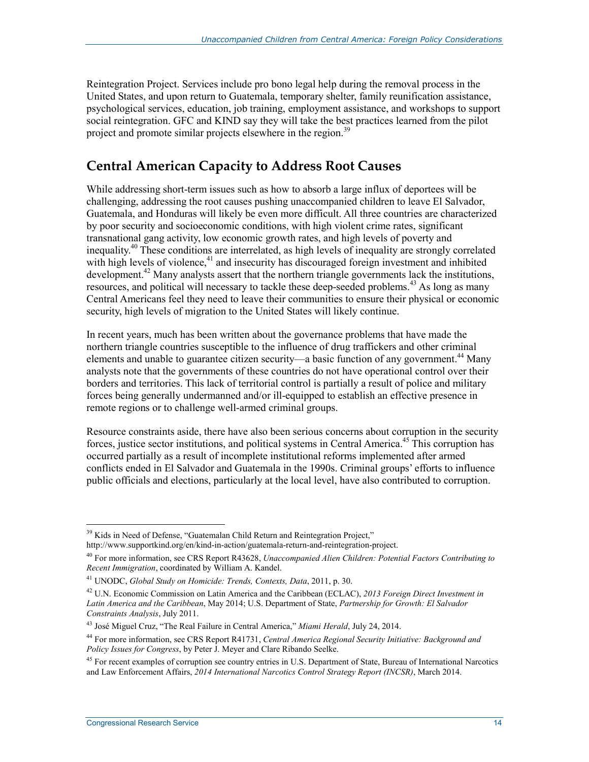Reintegration Project. Services include pro bono legal help during the removal process in the United States, and upon return to Guatemala, temporary shelter, family reunification assistance, psychological services, education, job training, employment assistance, and workshops to support social reintegration. GFC and KIND say they will take the best practices learned from the pilot project and promote similar projects elsewhere in the region.[39]

## Central American Capacity to Address Root Causes

While addressing short-term issues such as how to absorb a large influx of deportees will be challenging, addressing the root causes pushing unaccompanied children to leave El Salvador, Guatemala, and Honduras will likely be even more difficult. All three countries are characterized by poor security and socioeconomic conditions, with high violent crime rates, significant transnational gang activity, low economic growth rates, and high levels of poverty and inequality.[40] These conditions are interrelated, as high levels of inequality are strongly correlated with high levels of violence,[41] and insecurity has discouraged foreign investment and inhibited development.[42] Many analysts assert that the northern triangle governments lack the institutions, resources, and political will necessary to tackle these deep-seeded problems.[43] As long as many Central Americans feel they need to leave their communities to ensure their physical or economic security, high levels of migration to the United States will likely continue.

In recent years, much has been written about the governance problems that have made the northern triangle countries susceptible to the influence of drug traffickers and other criminal elements and unable to guarantee citizen security—a basic function of any government.[44] Many analysts note that the governments of these countries do not have operational control over their borders and territories. This lack of territorial control is partially a result of police and military forces being generally undermanned and/or ill-equipped to establish an effective presence in remote regions or to challenge well-armed criminal groups.

Resource constraints aside, there have also been serious concerns about corruption in the security forces, justice sector institutions, and political systems in Central America.[45] This corruption has occurred partially as a result of incomplete institutional reforms implemented after armed conflicts ended in El Salvador and Guatemala in the 1990s. Criminal groups' efforts to influence public officials and elections, particularly at the local level, have also contributed to corruption.

---

[39] Kids in Need of Defense, "Guatemalan Child Return and Reintegration Project," http://www.supportkind.org/en/kind-in-action/guatemala-return-and-reintegration-project.

[40] For more information, see CRS Report R43628, *Unaccompanied Alien Children: Potential Factors Contributing to Recent Immigration*, coordinated by William A. Kandel.

[41] UNODC, *Global Study on Homicide: Trends, Contexts, Data*, 2011, p. 30.

[42] U.N. Economic Commission on Latin America and the Caribbean (ECLAC), *2013 Foreign Direct Investment in Latin America and the Caribbean*, May 2014; U.S. Department of State, *Partnership for Growth: El Salvador Constraints Analysis*, July 2011.

[43] José Miguel Cruz, "The Real Failure in Central America," *Miami Herald*, July 24, 2014.

[44] For more information, see CRS Report R41731, *Central America Regional Security Initiative: Background and Policy Issues for Congress*, by Peter J. Meyer and Clare Ribando Seelke.

[45] For recent examples of corruption see country entries in U.S. Department of State, Bureau of International Narcotics and Law Enforcement Affairs, *2014 International Narcotics Control Strategy Report (INCSR)*, March 2014.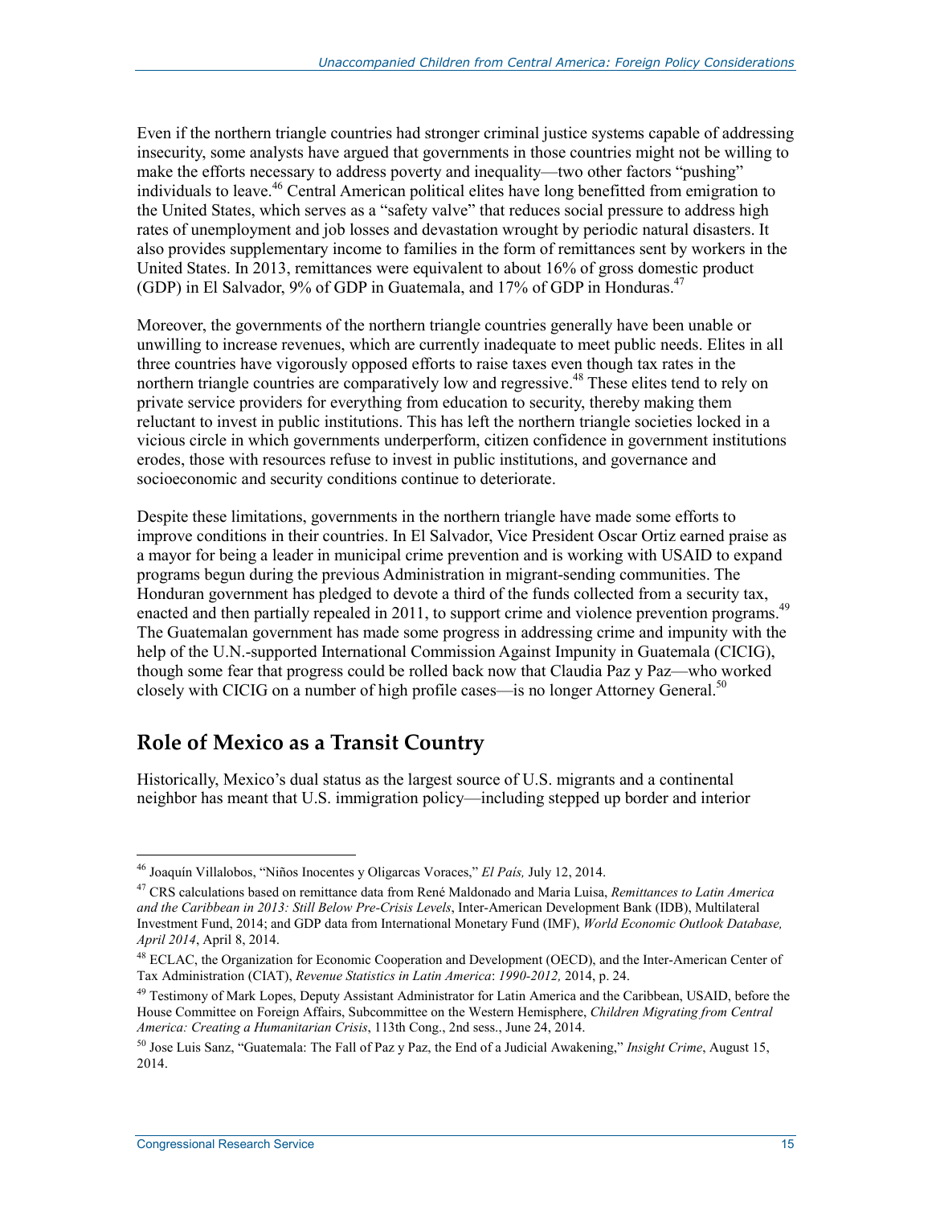Even if the northern triangle countries had stronger criminal justice systems capable of addressing insecurity, some analysts have argued that governments in those countries might not be willing to make the efforts necessary to address poverty and inequality—two other factors "pushing" individuals to leave.[46] Central American political elites have long benefitted from emigration to the United States, which serves as a "safety valve" that reduces social pressure to address high rates of unemployment and job losses and devastation wrought by periodic natural disasters. It also provides supplementary income to families in the form of remittances sent by workers in the United States. In 2013, remittances were equivalent to about 16% of gross domestic product (GDP) in El Salvador, 9% of GDP in Guatemala, and 17% of GDP in Honduras.[47]

Moreover, the governments of the northern triangle countries generally have been unable or unwilling to increase revenues, which are currently inadequate to meet public needs. Elites in all three countries have vigorously opposed efforts to raise taxes even though tax rates in the northern triangle countries are comparatively low and regressive.[48] These elites tend to rely on private service providers for everything from education to security, thereby making them reluctant to invest in public institutions. This has left the northern triangle societies locked in a vicious circle in which governments underperform, citizen confidence in government institutions erodes, those with resources refuse to invest in public institutions, and governance and socioeconomic and security conditions continue to deteriorate.

Despite these limitations, governments in the northern triangle have made some efforts to improve conditions in their countries. In El Salvador, Vice President Oscar Ortiz earned praise as a mayor for being a leader in municipal crime prevention and is working with USAID to expand programs begun during the previous Administration in migrant-sending communities. The Honduran government has pledged to devote a third of the funds collected from a security tax, enacted and then partially repealed in 2011, to support crime and violence prevention programs.[49] The Guatemalan government has made some progress in addressing crime and impunity with the help of the U.N.-supported International Commission Against Impunity in Guatemala (CICIG), though some fear that progress could be rolled back now that Claudia Paz y Paz—who worked closely with CICIG on a number of high profile cases—is no longer Attorney General.[50]

## Role of Mexico as a Transit Country

Historically, Mexico's dual status as the largest source of U.S. migrants and a continental neighbor has meant that U.S. immigration policy—including stepped up border and interior

---

[46] Joaquín Villalobos, "Niños Inocentes y Oligarcas Voraces," *El País,* July 12, 2014.

[47] CRS calculations based on remittance data from René Maldonado and Maria Luisa, *Remittances to Latin America and the Caribbean in 2013: Still Below Pre-Crisis Levels*, Inter-American Development Bank (IDB), Multilateral Investment Fund, 2014; and GDP data from International Monetary Fund (IMF), *World Economic Outlook Database, April 2014*, April 8, 2014.

[48] ECLAC, the Organization for Economic Cooperation and Development (OECD), and the Inter-American Center of Tax Administration (CIAT), *Revenue Statistics in Latin America*: *1990-2012,* 2014, p. 24.

[49] Testimony of Mark Lopes, Deputy Assistant Administrator for Latin America and the Caribbean, USAID, before the House Committee on Foreign Affairs, Subcommittee on the Western Hemisphere, *Children Migrating from Central America: Creating a Humanitarian Crisis*, 113th Cong., 2nd sess., June 24, 2014.

[50] Jose Luis Sanz, "Guatemala: The Fall of Paz y Paz, the End of a Judicial Awakening," *Insight Crime*, August 15, 2014.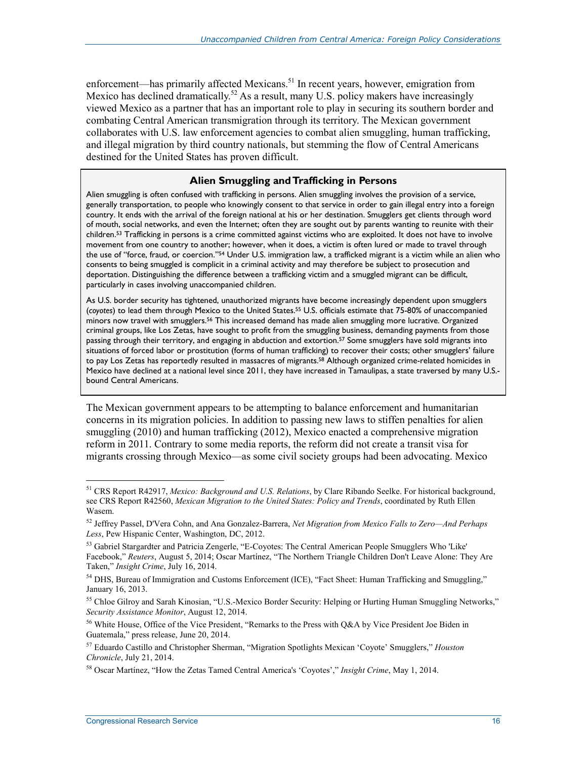enforcement—has primarily affected Mexicans.[51] In recent years, however, emigration from Mexico has declined dramatically.[52] As a result, many U.S. policy makers have increasingly viewed Mexico as a partner that has an important role to play in securing its southern border and combating Central American transmigration through its territory. The Mexican government collaborates with U.S. law enforcement agencies to combat alien smuggling, human trafficking, and illegal migration by third country nationals, but stemming the flow of Central Americans destined for the United States has proven difficult.

### Alien Smuggling and Trafficking in Persons

Alien smuggling is often confused with trafficking in persons. Alien smuggling involves the provision of a service, generally transportation, to people who knowingly consent to that service in order to gain illegal entry into a foreign country. It ends with the arrival of the foreign national at his or her destination. Smugglers get clients through word of mouth, social networks, and even the Internet; often they are sought out by parents wanting to reunite with their children.[53] Trafficking in persons is a crime committed against victims who are exploited. It does not have to involve movement from one country to another; however, when it does, a victim is often lured or made to travel through the use of "force, fraud, or coercion."[54] Under U.S. immigration law, a trafficked migrant is a victim while an alien who consents to being smuggled is complicit in a criminal activity and may therefore be subject to prosecution and deportation. Distinguishing the difference between a trafficking victim and a smuggled migrant can be difficult, particularly in cases involving unaccompanied children.

As U.S. border security has tightened, unauthorized migrants have become increasingly dependent upon smugglers (*coyotes*) to lead them through Mexico to the United States.[55] U.S. officials estimate that 75-80% of unaccompanied minors now travel with smugglers.[56] This increased demand has made alien smuggling more lucrative. Organized criminal groups, like Los Zetas, have sought to profit from the smuggling business, demanding payments from those passing through their territory, and engaging in abduction and extortion.[57] Some smugglers have sold migrants into situations of forced labor or prostitution (forms of human trafficking) to recover their costs; other smugglers' failure to pay Los Zetas has reportedly resulted in massacres of migrants.[58] Although organized crime-related homicides in Mexico have declined at a national level since 2011, they have increased in Tamaulipas, a state traversed by many U.S.-bound Central Americans.

The Mexican government appears to be attempting to balance enforcement and humanitarian concerns in its migration policies. In addition to passing new laws to stiffen penalties for alien smuggling (2010) and human trafficking (2012), Mexico enacted a comprehensive migration reform in 2011. Contrary to some media reports, the reform did not create a transit visa for migrants crossing through Mexico—as some civil society groups had been advocating. Mexico

---

[51] CRS Report R42917, *Mexico: Background and U.S. Relations*, by Clare Ribando Seelke. For historical background, see CRS Report R42560, *Mexican Migration to the United States: Policy and Trends*, coordinated by Ruth Ellen Wasem.

[52] Jeffrey Passel, D'Vera Cohn, and Ana Gonzalez-Barrera, *Net Migration from Mexico Falls to Zero—And Perhaps Less*, Pew Hispanic Center, Washington, DC, 2012.

[53] Gabriel Stargardter and Patricia Zengerle, "E-Coyotes: The Central American People Smugglers Who 'Like' Facebook," *Reuters*, August 5, 2014; Oscar Martínez, "The Northern Triangle Children Don't Leave Alone: They Are Taken," *Insight Crime*, July 16, 2014.

[54] DHS, Bureau of Immigration and Customs Enforcement (ICE), "Fact Sheet: Human Trafficking and Smuggling," January 16, 2013.

[55] Chloe Gilroy and Sarah Kinosian, "U.S.-Mexico Border Security: Helping or Hurting Human Smuggling Networks," *Security Assistance Monitor*, August 12, 2014.

[56] White House, Office of the Vice President, "Remarks to the Press with Q&A by Vice President Joe Biden in Guatemala," press release, June 20, 2014.

[57] Eduardo Castillo and Christopher Sherman, "Migration Spotlights Mexican 'Coyote' Smugglers," *Houston Chronicle*, July 21, 2014.

[58] Oscar Martínez, "How the Zetas Tamed Central America's 'Coyotes'," *Insight Crime*, May 1, 2014.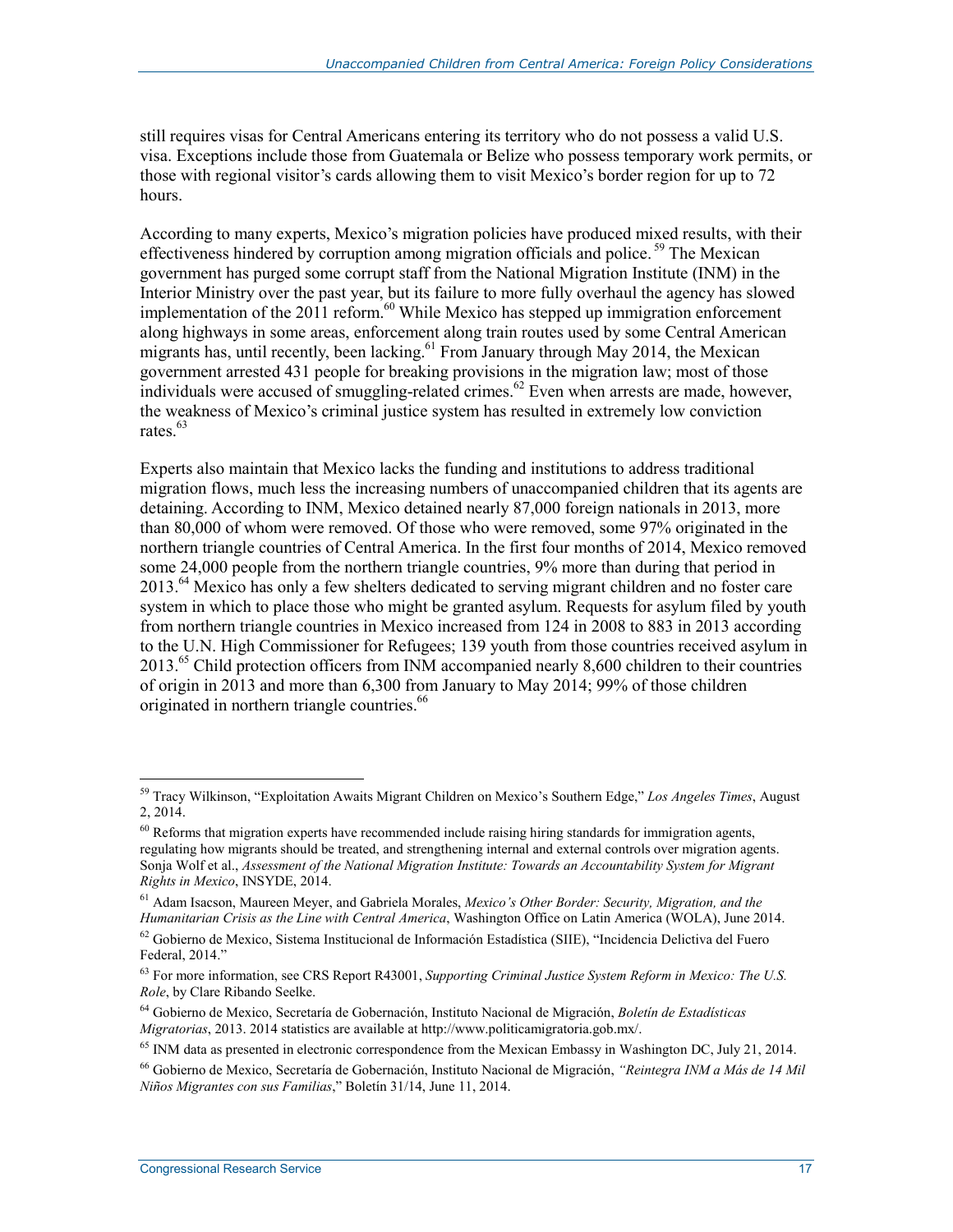still requires visas for Central Americans entering its territory who do not possess a valid U.S. visa. Exceptions include those from Guatemala or Belize who possess temporary work permits, or those with regional visitor's cards allowing them to visit Mexico's border region for up to 72 hours.

According to many experts, Mexico's migration policies have produced mixed results, with their effectiveness hindered by corruption among migration officials and police.[59] The Mexican government has purged some corrupt staff from the National Migration Institute (INM) in the Interior Ministry over the past year, but its failure to more fully overhaul the agency has slowed implementation of the 2011 reform.[60] While Mexico has stepped up immigration enforcement along highways in some areas, enforcement along train routes used by some Central American migrants has, until recently, been lacking.[61] From January through May 2014, the Mexican government arrested 431 people for breaking provisions in the migration law; most of those individuals were accused of smuggling-related crimes.[62] Even when arrests are made, however, the weakness of Mexico's criminal justice system has resulted in extremely low conviction rates.[63]

Experts also maintain that Mexico lacks the funding and institutions to address traditional migration flows, much less the increasing numbers of unaccompanied children that its agents are detaining. According to INM, Mexico detained nearly 87,000 foreign nationals in 2013, more than 80,000 of whom were removed. Of those who were removed, some 97% originated in the northern triangle countries of Central America. In the first four months of 2014, Mexico removed some 24,000 people from the northern triangle countries, 9% more than during that period in 2013.[64] Mexico has only a few shelters dedicated to serving migrant children and no foster care system in which to place those who might be granted asylum. Requests for asylum filed by youth from northern triangle countries in Mexico increased from 124 in 2008 to 883 in 2013 according to the U.N. High Commissioner for Refugees; 139 youth from those countries received asylum in 2013.[65] Child protection officers from INM accompanied nearly 8,600 children to their countries of origin in 2013 and more than 6,300 from January to May 2014; 99% of those children originated in northern triangle countries.[66]

---

[59] Tracy Wilkinson, "Exploitation Awaits Migrant Children on Mexico's Southern Edge," *Los Angeles Times*, August 2, 2014.

[60] Reforms that migration experts have recommended include raising hiring standards for immigration agents, regulating how migrants should be treated, and strengthening internal and external controls over migration agents. Sonja Wolf et al., *Assessment of the National Migration Institute: Towards an Accountability System for Migrant Rights in Mexico*, INSYDE, 2014.

[61] Adam Isacson, Maureen Meyer, and Gabriela Morales, *Mexico's Other Border: Security, Migration, and the Humanitarian Crisis as the Line with Central America*, Washington Office on Latin America (WOLA), June 2014.

[62] Gobierno de Mexico, Sistema Institucional de Información Estadística (SIIE), "Incidencia Delictiva del Fuero Federal, 2014."

[63] For more information, see CRS Report R43001, *Supporting Criminal Justice System Reform in Mexico: The U.S. Role*, by Clare Ribando Seelke.

[64] Gobierno de Mexico, Secretaría de Gobernación, Instituto Nacional de Migración, *Boletín de Estadísticas Migratorias*, 2013. 2014 statistics are available at http://www.politicamigratoria.gob.mx/.

[65] INM data as presented in electronic correspondence from the Mexican Embassy in Washington DC, July 21, 2014.

[66] Gobierno de Mexico, Secretaría de Gobernación, Instituto Nacional de Migración, *"Reintegra INM a Más de 14 Mil Niños Migrantes con sus Familias*," Boletín 31/14, June 11, 2014.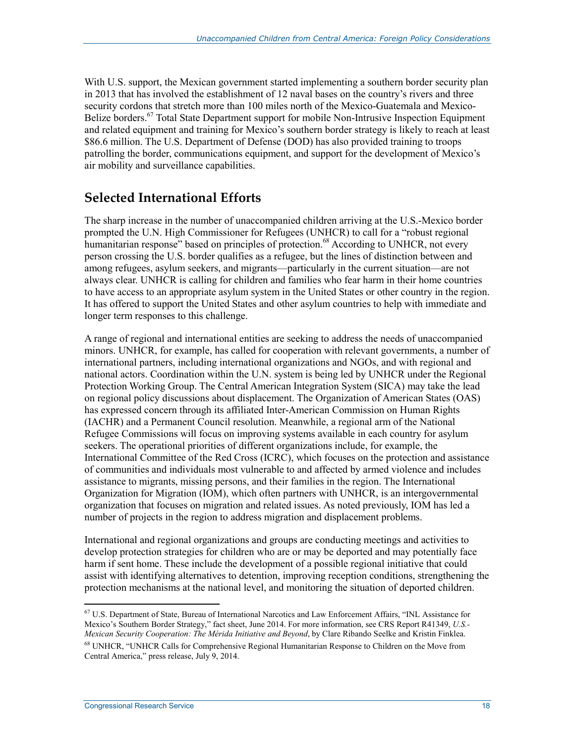With U.S. support, the Mexican government started implementing a southern border security plan in 2013 that has involved the establishment of 12 naval bases on the country's rivers and three security cordons that stretch more than 100 miles north of the Mexico-Guatemala and Mexico-Belize borders.[67] Total State Department support for mobile Non-Intrusive Inspection Equipment and related equipment and training for Mexico's southern border strategy is likely to reach at least $86.6 million. The U.S. Department of Defense (DOD) has also provided training to troops patrolling the border, communications equipment, and support for the development of Mexico's air mobility and surveillance capabilities.

## Selected International Efforts

The sharp increase in the number of unaccompanied children arriving at the U.S.-Mexico border prompted the U.N. High Commissioner for Refugees (UNHCR) to call for a "robust regional humanitarian response" based on principles of protection.[68] According to UNHCR, not every person crossing the U.S. border qualifies as a refugee, but the lines of distinction between and among refugees, asylum seekers, and migrants—particularly in the current situation—are not always clear. UNHCR is calling for children and families who fear harm in their home countries to have access to an appropriate asylum system in the United States or other country in the region. It has offered to support the United States and other asylum countries to help with immediate and longer term responses to this challenge.

A range of regional and international entities are seeking to address the needs of unaccompanied minors. UNHCR, for example, has called for cooperation with relevant governments, a number of international partners, including international organizations and NGOs, and with regional and national actors. Coordination within the U.N. system is being led by UNHCR under the Regional Protection Working Group. The Central American Integration System (SICA) may take the lead on regional policy discussions about displacement. The Organization of American States (OAS) has expressed concern through its affiliated Inter-American Commission on Human Rights (IACHR) and a Permanent Council resolution. Meanwhile, a regional arm of the National Refugee Commissions will focus on improving systems available in each country for asylum seekers. The operational priorities of different organizations include, for example, the International Committee of the Red Cross (ICRC), which focuses on the protection and assistance of communities and individuals most vulnerable to and affected by armed violence and includes assistance to migrants, missing persons, and their families in the region. The International Organization for Migration (IOM), which often partners with UNHCR, is an intergovernmental organization that focuses on migration and related issues. As noted previously, IOM has led a number of projects in the region to address migration and displacement problems.

International and regional organizations and groups are conducting meetings and activities to develop protection strategies for children who are or may be deported and may potentially face harm if sent home. These include the development of a possible regional initiative that could assist with identifying alternatives to detention, improving reception conditions, strengthening the protection mechanisms at the national level, and monitoring the situation of deported children.

---

[67] U.S. Department of State, Bureau of International Narcotics and Law Enforcement Affairs, "INL Assistance for Mexico's Southern Border Strategy," fact sheet, June 2014. For more information, see CRS Report R41349, *U.S.-Mexican Security Cooperation: The Mérida Initiative and Beyond*, by Clare Ribando Seelke and Kristin Finklea.

[68] UNHCR, "UNHCR Calls for Comprehensive Regional Humanitarian Response to Children on the Move from Central America," press release, July 9, 2014.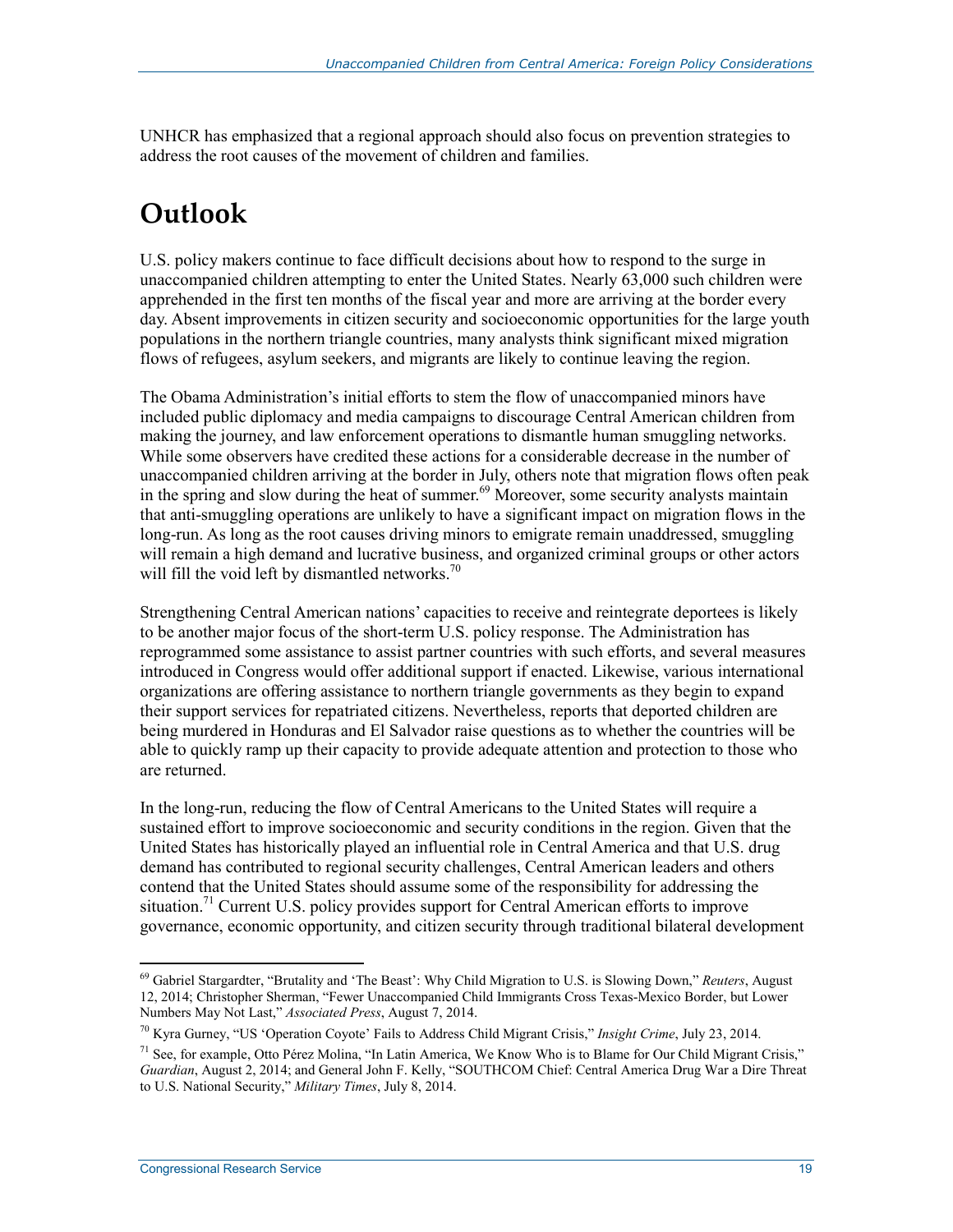UNHCR has emphasized that a regional approach should also focus on prevention strategies to address the root causes of the movement of children and families.

# Outlook

U.S. policy makers continue to face difficult decisions about how to respond to the surge in unaccompanied children attempting to enter the United States. Nearly 63,000 such children were apprehended in the first ten months of the fiscal year and more are arriving at the border every day. Absent improvements in citizen security and socioeconomic opportunities for the large youth populations in the northern triangle countries, many analysts think significant mixed migration flows of refugees, asylum seekers, and migrants are likely to continue leaving the region.

The Obama Administration's initial efforts to stem the flow of unaccompanied minors have included public diplomacy and media campaigns to discourage Central American children from making the journey, and law enforcement operations to dismantle human smuggling networks. While some observers have credited these actions for a considerable decrease in the number of unaccompanied children arriving at the border in July, others note that migration flows often peak in the spring and slow during the heat of summer.[69] Moreover, some security analysts maintain that anti-smuggling operations are unlikely to have a significant impact on migration flows in the long-run. As long as the root causes driving minors to emigrate remain unaddressed, smuggling will remain a high demand and lucrative business, and organized criminal groups or other actors will fill the void left by dismantled networks.[70]

Strengthening Central American nations' capacities to receive and reintegrate deportees is likely to be another major focus of the short-term U.S. policy response. The Administration has reprogrammed some assistance to assist partner countries with such efforts, and several measures introduced in Congress would offer additional support if enacted. Likewise, various international organizations are offering assistance to northern triangle governments as they begin to expand their support services for repatriated citizens. Nevertheless, reports that deported children are being murdered in Honduras and El Salvador raise questions as to whether the countries will be able to quickly ramp up their capacity to provide adequate attention and protection to those who are returned.

In the long-run, reducing the flow of Central Americans to the United States will require a sustained effort to improve socioeconomic and security conditions in the region. Given that the United States has historically played an influential role in Central America and that U.S. drug demand has contributed to regional security challenges, Central American leaders and others contend that the United States should assume some of the responsibility for addressing the situation.[71] Current U.S. policy provides support for Central American efforts to improve governance, economic opportunity, and citizen security through traditional bilateral development

---

[69] Gabriel Stargardter, "Brutality and 'The Beast': Why Child Migration to U.S. is Slowing Down," *Reuters*, August 12, 2014; Christopher Sherman, "Fewer Unaccompanied Child Immigrants Cross Texas-Mexico Border, but Lower Numbers May Not Last," *Associated Press*, August 7, 2014.

[70] Kyra Gurney, "US 'Operation Coyote' Fails to Address Child Migrant Crisis," *Insight Crime*, July 23, 2014.

[71] See, for example, Otto Pérez Molina, "In Latin America, We Know Who is to Blame for Our Child Migrant Crisis," *Guardian*, August 2, 2014; and General John F. Kelly, "SOUTHCOM Chief: Central America Drug War a Dire Threat to U.S. National Security," *Military Times*, July 8, 2014.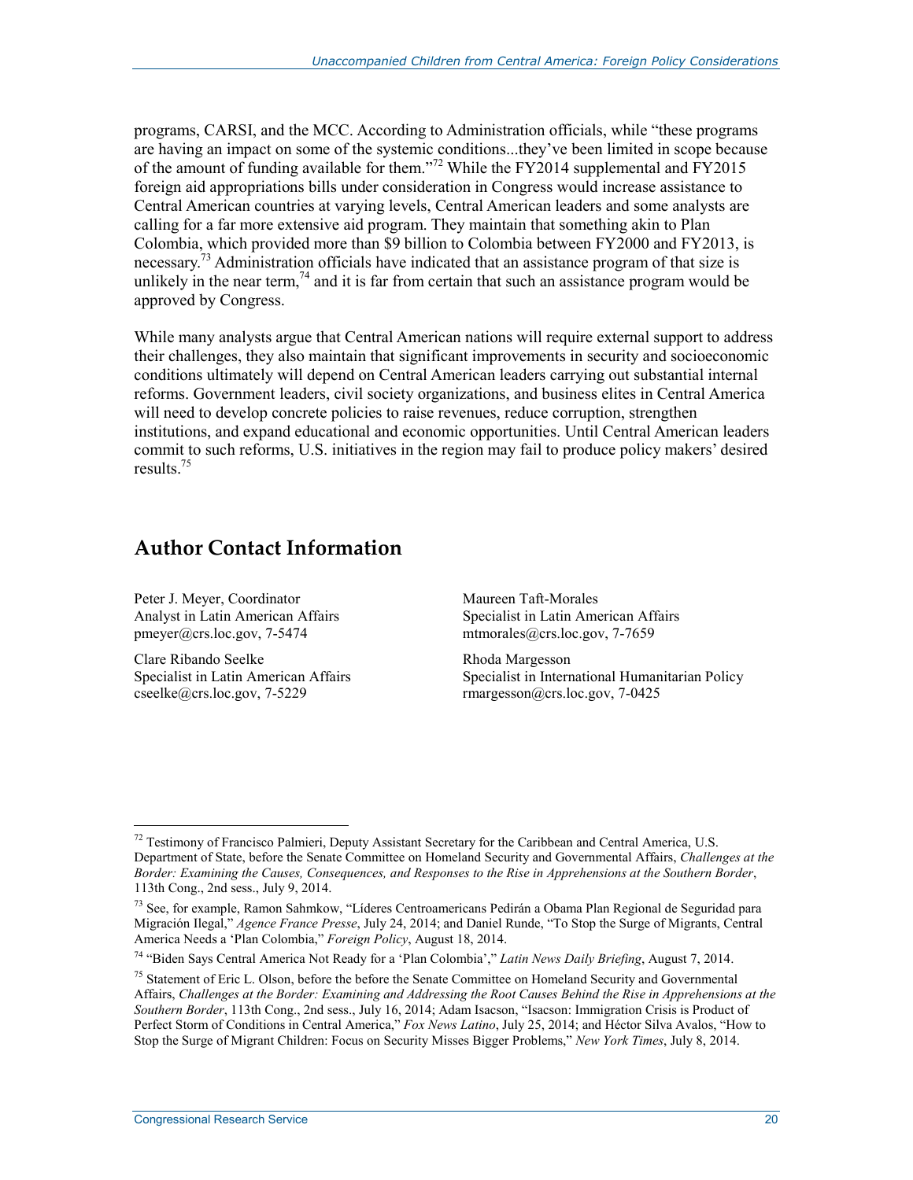programs, CARSI, and the MCC. According to Administration officials, while "these programs are having an impact on some of the systemic conditions...they've been limited in scope because of the amount of funding available for them."[72] While the FY2014 supplemental and FY2015 foreign aid appropriations bills under consideration in Congress would increase assistance to Central American countries at varying levels, Central American leaders and some analysts are calling for a far more extensive aid program. They maintain that something akin to Plan Colombia, which provided more than $9 billion to Colombia between FY2000 and FY2013, is necessary.[73] Administration officials have indicated that an assistance program of that size is unlikely in the near term,[74] and it is far from certain that such an assistance program would be approved by Congress.

While many analysts argue that Central American nations will require external support to address their challenges, they also maintain that significant improvements in security and socioeconomic conditions ultimately will depend on Central American leaders carrying out substantial internal reforms. Government leaders, civil society organizations, and business elites in Central America will need to develop concrete policies to raise revenues, reduce corruption, strengthen institutions, and expand educational and economic opportunities. Until Central American leaders commit to such reforms, U.S. initiatives in the region may fail to produce policy makers' desired results.[75]

## Author Contact Information

Peter J. Meyer, Coordinator
Analyst in Latin American Affairs
pmeyer@crs.loc.gov, 7-5474

Clare Ribando Seelke
Specialist in Latin American Affairs
cseelke@crs.loc.gov, 7-5229

Maureen Taft-Morales
Specialist in Latin American Affairs
mtmorales@crs.loc.gov, 7-7659

Rhoda Margesson
Specialist in International Humanitarian Policy
rmargesson@crs.loc.gov, 7-0425

---

[72] Testimony of Francisco Palmieri, Deputy Assistant Secretary for the Caribbean and Central America, U.S. Department of State, before the Senate Committee on Homeland Security and Governmental Affairs, *Challenges at the Border: Examining the Causes, Consequences, and Responses to the Rise in Apprehensions at the Southern Border*, 113th Cong., 2nd sess., July 9, 2014.

[73] See, for example, Ramon Sahmkow, "Líderes Centroamericans Pedirán a Obama Plan Regional de Seguridad para Migración Ilegal," *Agence France Presse*, July 24, 2014; and Daniel Runde, "To Stop the Surge of Migrants, Central America Needs a 'Plan Colombia,'" *Foreign Policy*, August 18, 2014.

[74] "Biden Says Central America Not Ready for a 'Plan Colombia'," *Latin News Daily Briefing*, August 7, 2014.

[75] Statement of Eric L. Olson, before the before the Senate Committee on Homeland Security and Governmental Affairs, *Challenges at the Border: Examining and Addressing the Root Causes Behind the Rise in Apprehensions at the Southern Border*, 113th Cong., 2nd sess., July 16, 2014; Adam Isacson, "Isacson: Immigration Crisis is Product of Perfect Storm of Conditions in Central America," *Fox News Latino*, July 25, 2014; and Héctor Silva Avalos, "How to Stop the Surge of Migrant Children: Focus on Security Misses Bigger Problems," *New York Times*, July 8, 2014.